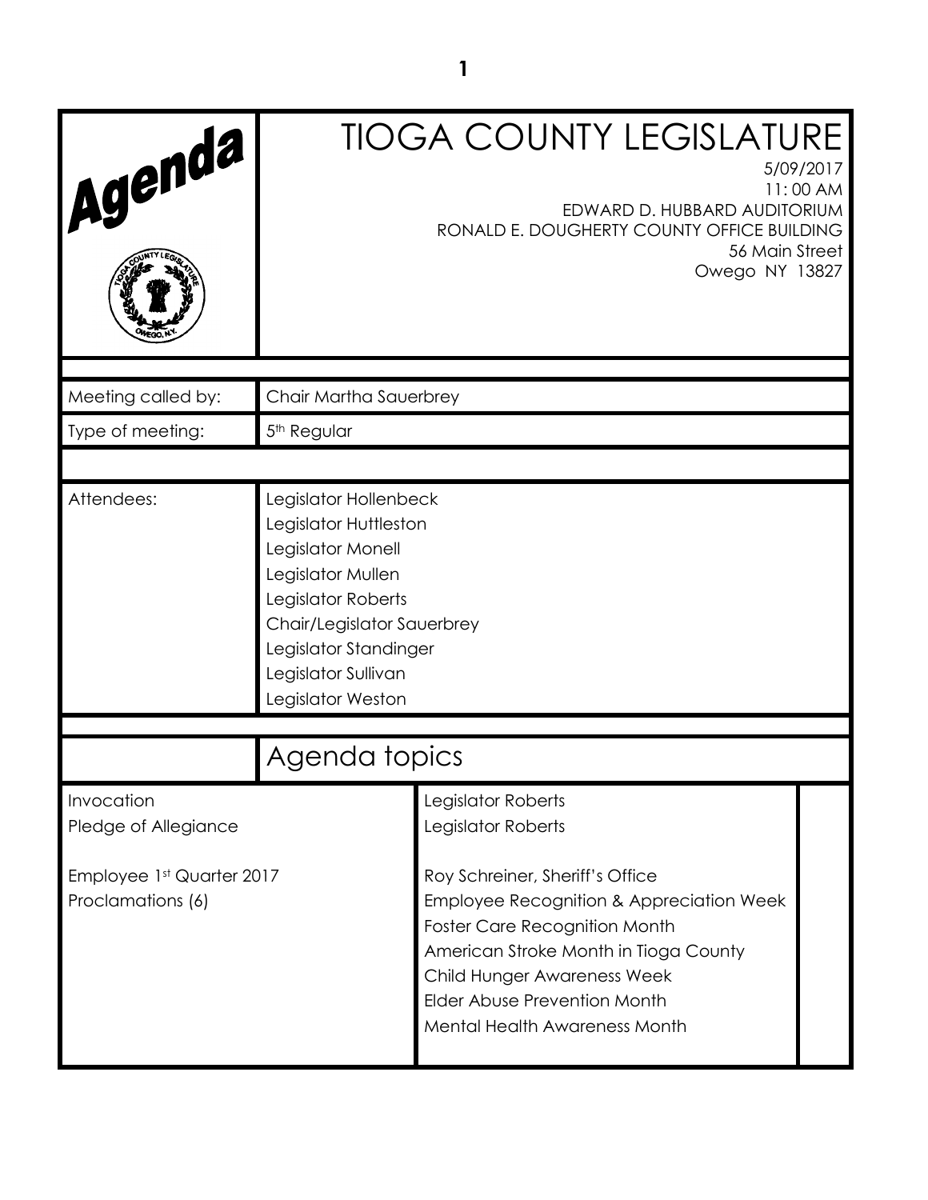# Agenda

# TIOGA COUNTY LEGISLATURE

5/09/2017
11: 00 AM
EDWARD D. HUBBARD AUDITORIUM
RONALD E. DOUGHERTY COUNTY OFFICE BUILDING
56 Main Street
Owego NY 13827

| | |
|---|---|
| Meeting called by: | Chair Martha Sauerbrey |
| Type of meeting: | 5th Regular |
| Attendees: | Legislator Hollenbeck<br>Legislator Huttleston<br>Legislator Monell<br>Legislator Mullen<br>Legislator Roberts<br>Chair/Legislator Sauerbrey<br>Legislator Standinger<br>Legislator Sullivan<br>Legislator Weston |

## Agenda topics

| | |
|---|---|
| Invocation | Legislator Roberts |
| Pledge of Allegiance | Legislator Roberts |
| Employee 1st Quarter 2017 | Roy Schreiner, Sheriff's Office |
| Proclamations (6) | Employee Recognition & Appreciation Week<br>Foster Care Recognition Month<br>American Stroke Month in Tioga County<br>Child Hunger Awareness Week<br>Elder Abuse Prevention Month<br>Mental Health Awareness Month |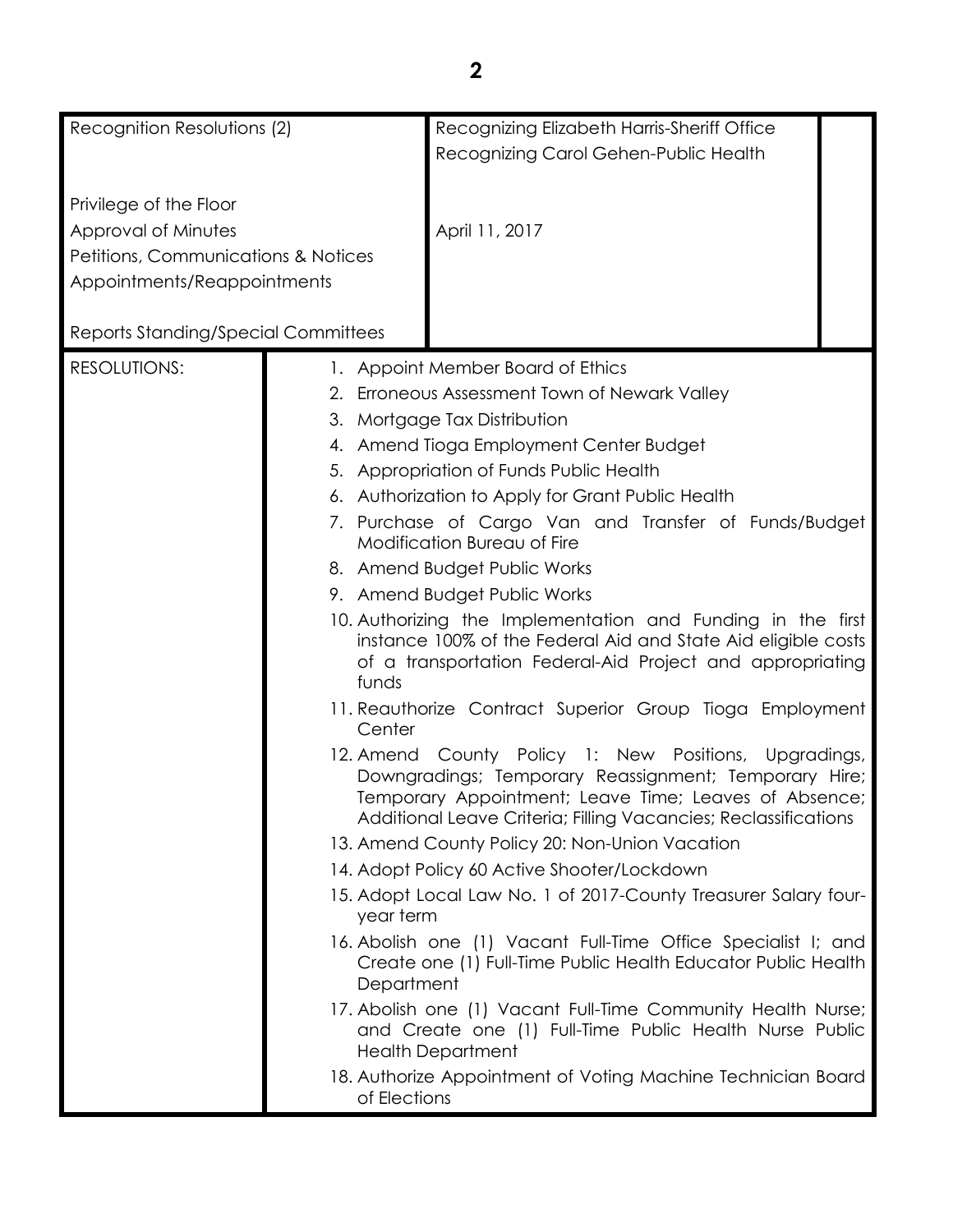| | | |
|---|---|---|
| Recognition Resolutions (2) | Recognizing Elizabeth Harris-Sheriff Office<br>Recognizing Carol Gehen-Public Health | |
| Privilege of the Floor | | |
| Approval of Minutes | April 11, 2017 | |
| Petitions, Communications & Notices | | |
| Appointments/Reappointments | | |
| Reports Standing/Special Committees | | |

RESOLUTIONS:

1. Appoint Member Board of Ethics
2. Erroneous Assessment Town of Newark Valley
3. Mortgage Tax Distribution
4. Amend Tioga Employment Center Budget
5. Appropriation of Funds Public Health
6. Authorization to Apply for Grant Public Health
7. Purchase of Cargo Van and Transfer of Funds/Budget Modification Bureau of Fire
8. Amend Budget Public Works
9. Amend Budget Public Works
10. Authorizing the Implementation and Funding in the first instance 100% of the Federal Aid and State Aid eligible costs of a transportation Federal-Aid Project and appropriating funds
11. Reauthorize Contract Superior Group Tioga Employment Center
12. Amend County Policy 1: New Positions, Upgradings, Downgradings; Temporary Reassignment; Temporary Hire; Temporary Appointment; Leave Time; Leaves of Absence; Additional Leave Criteria; Filling Vacancies; Reclassifications
13. Amend County Policy 20: Non-Union Vacation
14. Adopt Policy 60 Active Shooter/Lockdown
15. Adopt Local Law No. 1 of 2017-County Treasurer Salary four-year term
16. Abolish one (1) Vacant Full-Time Office Specialist I; and Create one (1) Full-Time Public Health Educator Public Health Department
17. Abolish one (1) Vacant Full-Time Community Health Nurse; and Create one (1) Full-Time Public Health Nurse Public Health Department
18. Authorize Appointment of Voting Machine Technician Board of Elections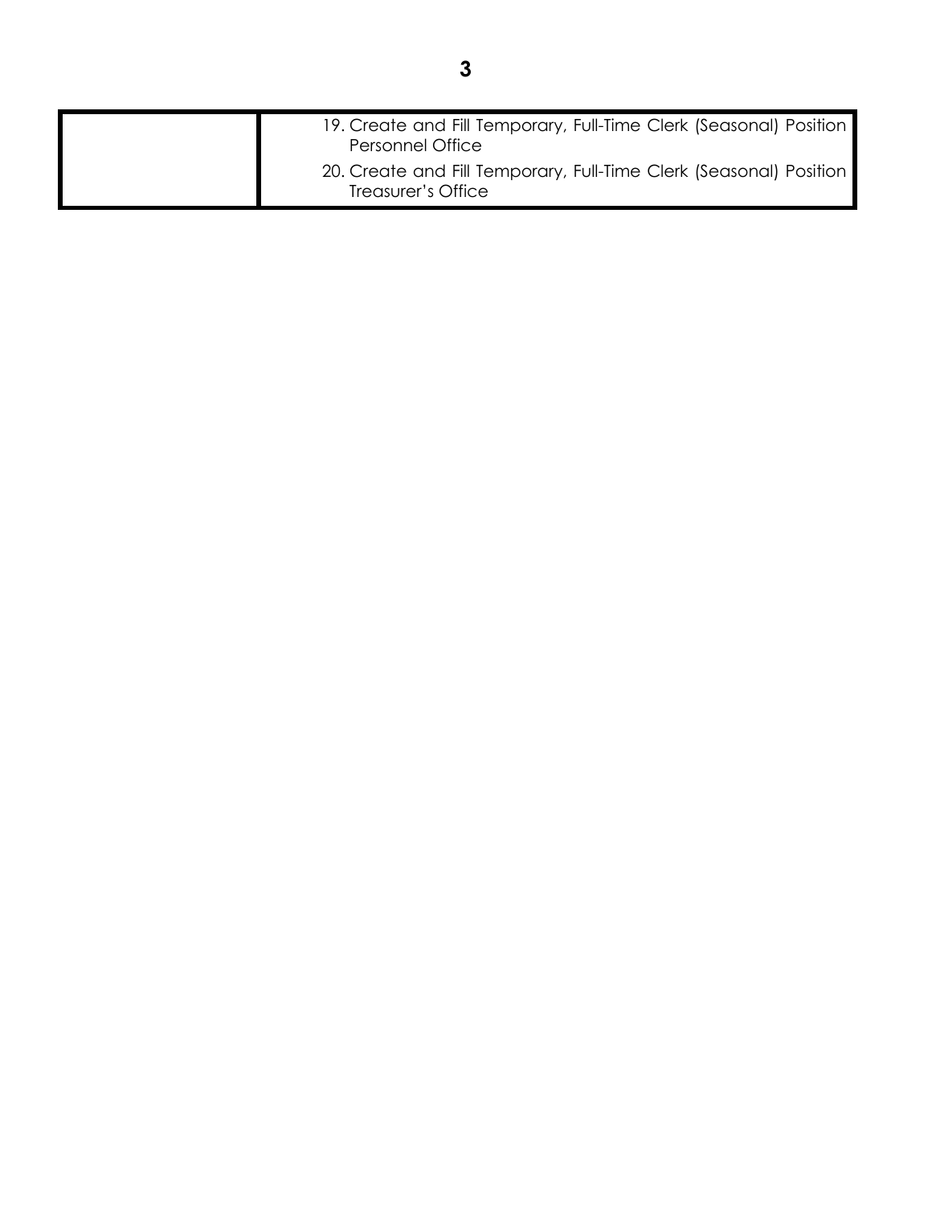| | |
|---|---|
| | 19. Create and Fill Temporary, Full-Time Clerk (Seasonal) Position Personnel Office<br>20. Create and Fill Temporary, Full-Time Clerk (Seasonal) Position Treasurer's Office |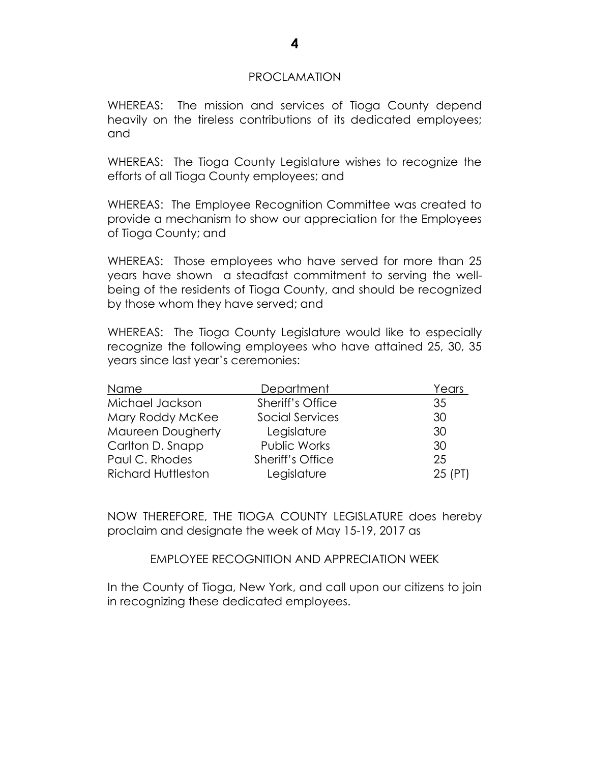# PROCLAMATION

WHEREAS: The mission and services of Tioga County depend heavily on the tireless contributions of its dedicated employees; and

WHEREAS: The Tioga County Legislature wishes to recognize the efforts of all Tioga County employees; and

WHEREAS: The Employee Recognition Committee was created to provide a mechanism to show our appreciation for the Employees of Tioga County; and

WHEREAS: Those employees who have served for more than 25 years have shown a steadfast commitment to serving the well-being of the residents of Tioga County, and should be recognized by those whom they have served; and

WHEREAS: The Tioga County Legislature would like to especially recognize the following employees who have attained 25, 30, 35 years since last year's ceremonies:

| Name | Department | Years |
|---|---|---|
| Michael Jackson | Sheriff's Office | 35 |
| Mary Roddy McKee | Social Services | 30 |
| Maureen Dougherty | Legislature | 30 |
| Carlton D. Snapp | Public Works | 30 |
| Paul C. Rhodes | Sheriff's Office | 25 |
| Richard Huttleston | Legislature | 25 (PT) |

NOW THEREFORE, THE TIOGA COUNTY LEGISLATURE does hereby proclaim and designate the week of May 15-19, 2017 as

EMPLOYEE RECOGNITION AND APPRECIATION WEEK

In the County of Tioga, New York, and call upon our citizens to join in recognizing these dedicated employees.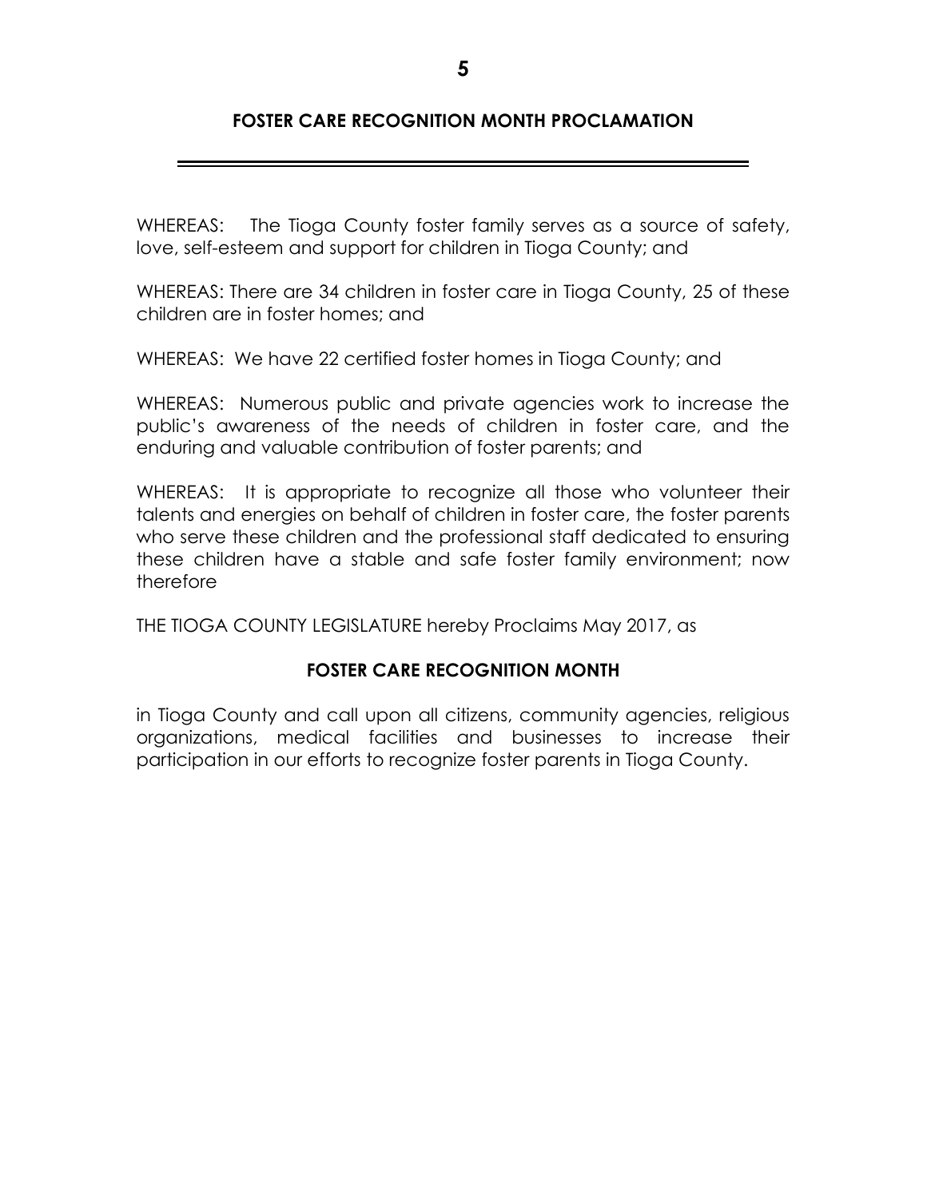## FOSTER CARE RECOGNITION MONTH PROCLAMATION

WHEREAS: The Tioga County foster family serves as a source of safety, love, self-esteem and support for children in Tioga County; and

WHEREAS: There are 34 children in foster care in Tioga County, 25 of these children are in foster homes; and

WHEREAS: We have 22 certified foster homes in Tioga County; and

WHEREAS: Numerous public and private agencies work to increase the public's awareness of the needs of children in foster care, and the enduring and valuable contribution of foster parents; and

WHEREAS: It is appropriate to recognize all those who volunteer their talents and energies on behalf of children in foster care, the foster parents who serve these children and the professional staff dedicated to ensuring these children have a stable and safe foster family environment; now therefore

THE TIOGA COUNTY LEGISLATURE hereby Proclaims May 2017, as

**FOSTER CARE RECOGNITION MONTH**

in Tioga County and call upon all citizens, community agencies, religious organizations, medical facilities and businesses to increase their participation in our efforts to recognize foster parents in Tioga County.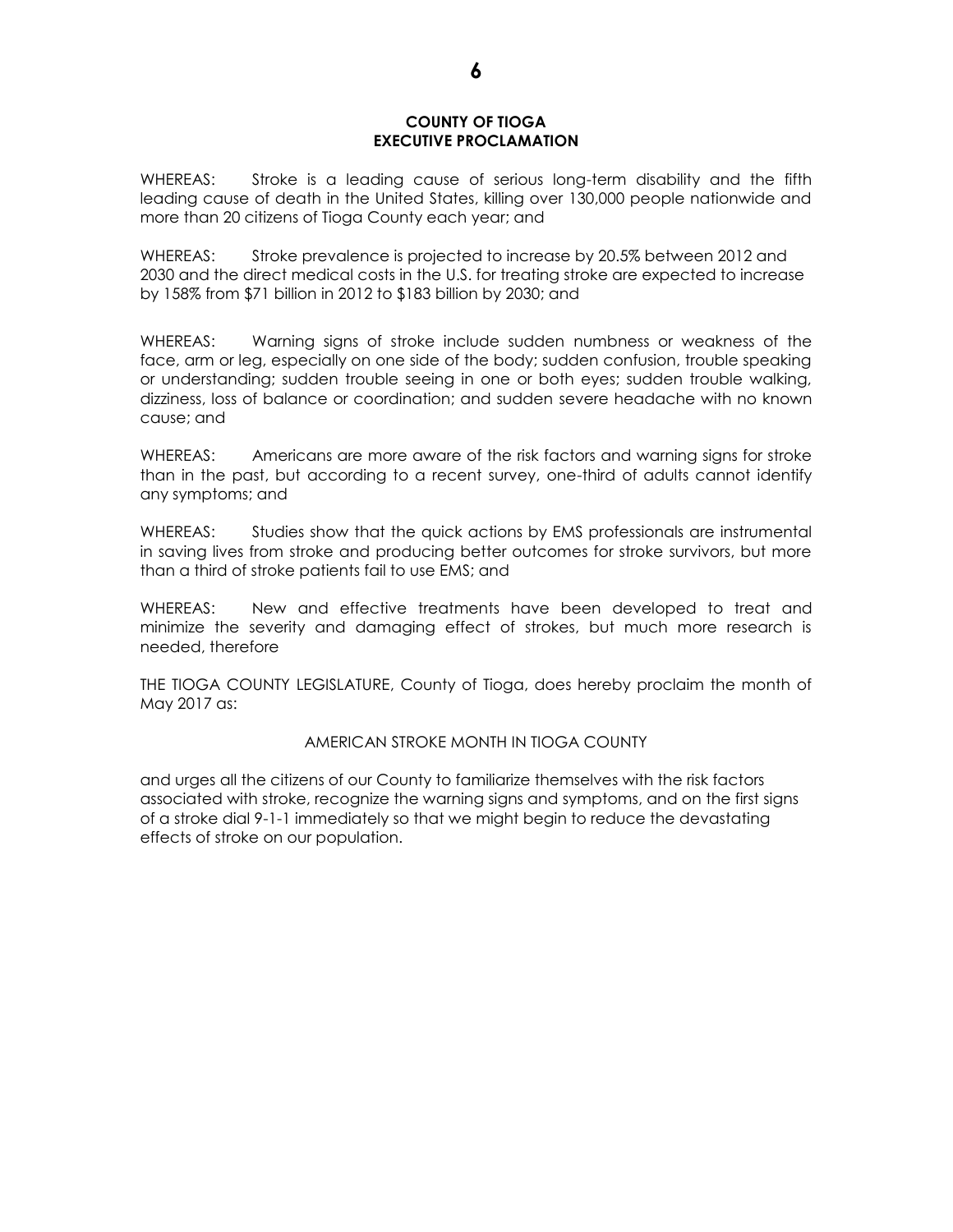**COUNTY OF TIOGA**
**EXECUTIVE PROCLAMATION**

WHEREAS: Stroke is a leading cause of serious long-term disability and the fifth leading cause of death in the United States, killing over 130,000 people nationwide and more than 20 citizens of Tioga County each year; and

WHEREAS: Stroke prevalence is projected to increase by 20.5% between 2012 and 2030 and the direct medical costs in the U.S. for treating stroke are expected to increase by 158% from $71 billion in 2012 to $183 billion by 2030; and

WHEREAS: Warning signs of stroke include sudden numbness or weakness of the face, arm or leg, especially on one side of the body; sudden confusion, trouble speaking or understanding; sudden trouble seeing in one or both eyes; sudden trouble walking, dizziness, loss of balance or coordination; and sudden severe headache with no known cause; and

WHEREAS: Americans are more aware of the risk factors and warning signs for stroke than in the past, but according to a recent survey, one-third of adults cannot identify any symptoms; and

WHEREAS: Studies show that the quick actions by EMS professionals are instrumental in saving lives from stroke and producing better outcomes for stroke survivors, but more than a third of stroke patients fail to use EMS; and

WHEREAS: New and effective treatments have been developed to treat and minimize the severity and damaging effect of strokes, but much more research is needed, therefore

THE TIOGA COUNTY LEGISLATURE, County of Tioga, does hereby proclaim the month of May 2017 as:

AMERICAN STROKE MONTH IN TIOGA COUNTY

and urges all the citizens of our County to familiarize themselves with the risk factors associated with stroke, recognize the warning signs and symptoms, and on the first signs of a stroke dial 9-1-1 immediately so that we might begin to reduce the devastating effects of stroke on our population.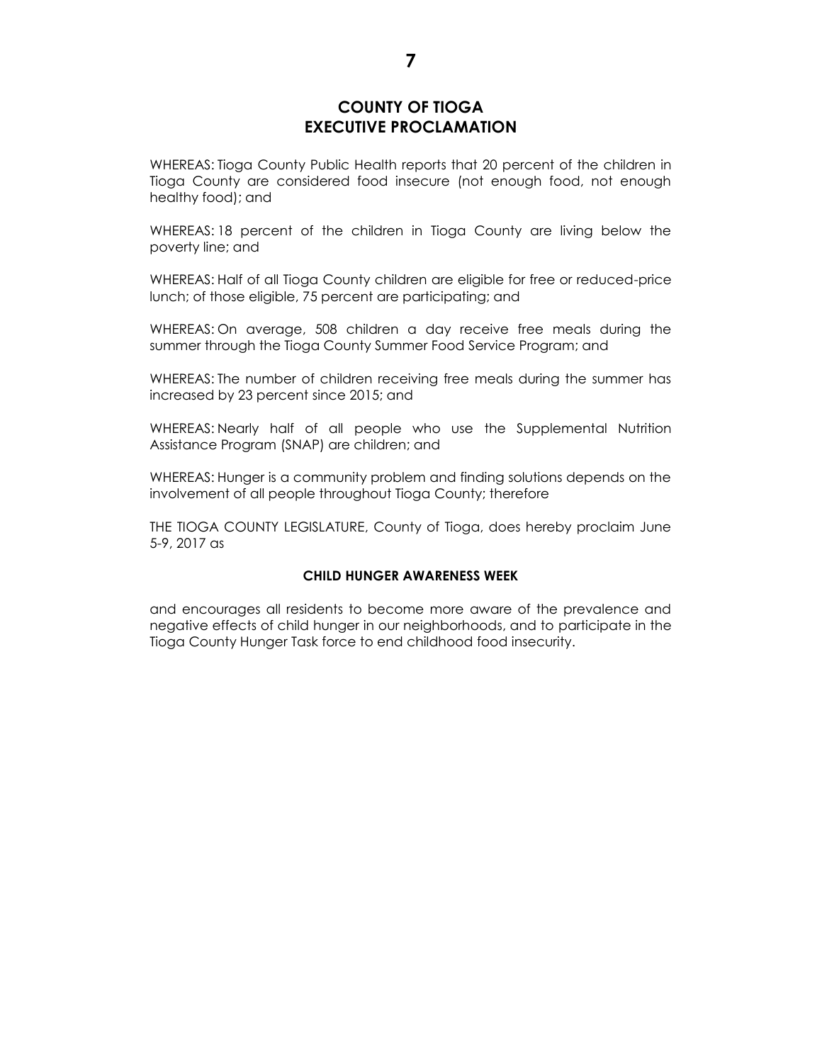# COUNTY OF TIOGA
# EXECUTIVE PROCLAMATION

WHEREAS: Tioga County Public Health reports that 20 percent of the children in Tioga County are considered food insecure (not enough food, not enough healthy food); and

WHEREAS: 18 percent of the children in Tioga County are living below the poverty line; and

WHEREAS: Half of all Tioga County children are eligible for free or reduced-price lunch; of those eligible, 75 percent are participating; and

WHEREAS: On average, 508 children a day receive free meals during the summer through the Tioga County Summer Food Service Program; and

WHEREAS: The number of children receiving free meals during the summer has increased by 23 percent since 2015; and

WHEREAS: Nearly half of all people who use the Supplemental Nutrition Assistance Program (SNAP) are children; and

WHEREAS: Hunger is a community problem and finding solutions depends on the involvement of all people throughout Tioga County; therefore

THE TIOGA COUNTY LEGISLATURE, County of Tioga, does hereby proclaim June 5-9, 2017 as

**CHILD HUNGER AWARENESS WEEK**

and encourages all residents to become more aware of the prevalence and negative effects of child hunger in our neighborhoods, and to participate in the Tioga County Hunger Task force to end childhood food insecurity.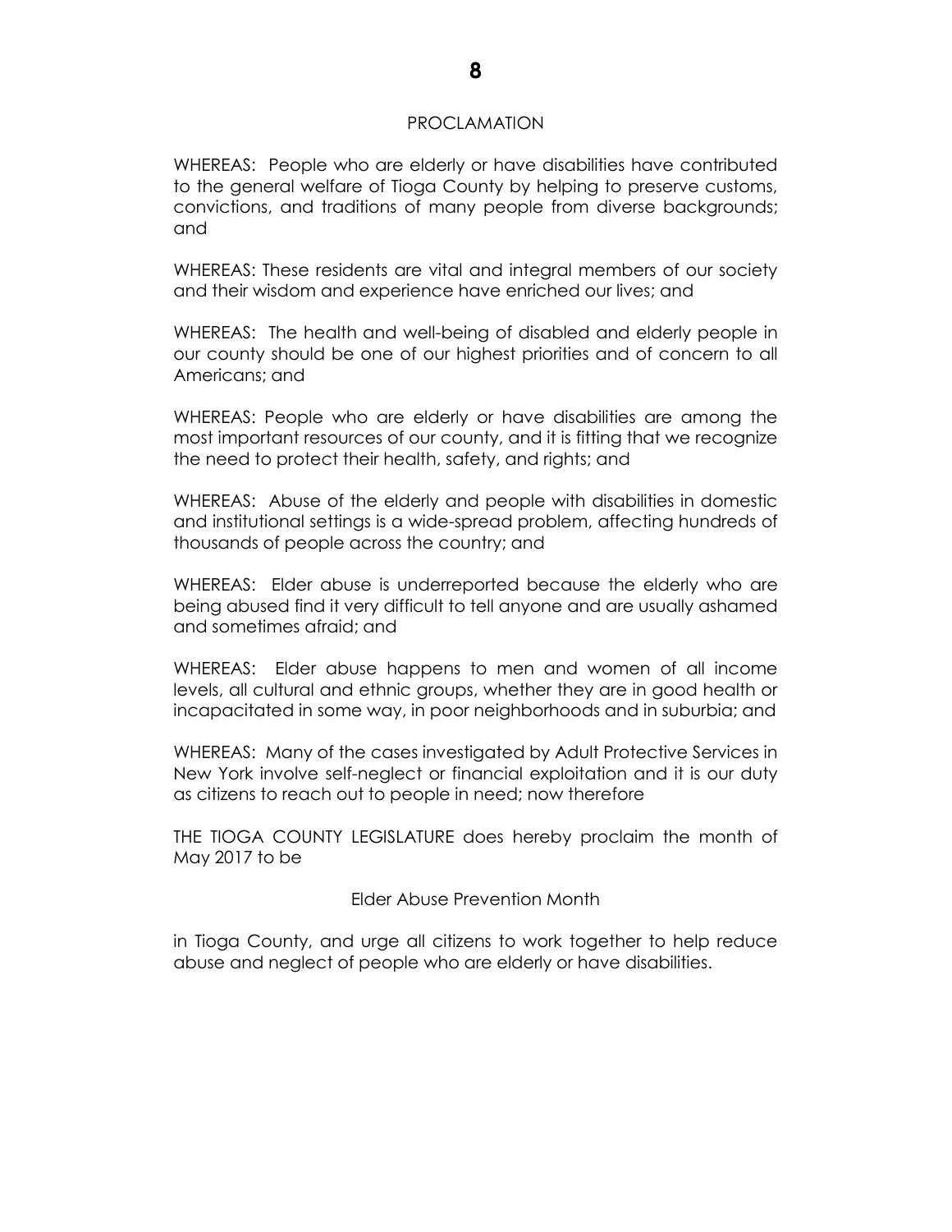## PROCLAMATION

WHEREAS: People who are elderly or have disabilities have contributed to the general welfare of Tioga County by helping to preserve customs, convictions, and traditions of many people from diverse backgrounds; and

WHEREAS: These residents are vital and integral members of our society and their wisdom and experience have enriched our lives; and

WHEREAS: The health and well-being of disabled and elderly people in our county should be one of our highest priorities and of concern to all Americans; and

WHEREAS: People who are elderly or have disabilities are among the most important resources of our county, and it is fitting that we recognize the need to protect their health, safety, and rights; and

WHEREAS: Abuse of the elderly and people with disabilities in domestic and institutional settings is a wide-spread problem, affecting hundreds of thousands of people across the country; and

WHEREAS: Elder abuse is underreported because the elderly who are being abused find it very difficult to tell anyone and are usually ashamed and sometimes afraid; and

WHEREAS: Elder abuse happens to men and women of all income levels, all cultural and ethnic groups, whether they are in good health or incapacitated in some way, in poor neighborhoods and in suburbia; and

WHEREAS: Many of the cases investigated by Adult Protective Services in New York involve self-neglect or financial exploitation and it is our duty as citizens to reach out to people in need; now therefore

THE TIOGA COUNTY LEGISLATURE does hereby proclaim the month of May 2017 to be

Elder Abuse Prevention Month

in Tioga County, and urge all citizens to work together to help reduce abuse and neglect of people who are elderly or have disabilities.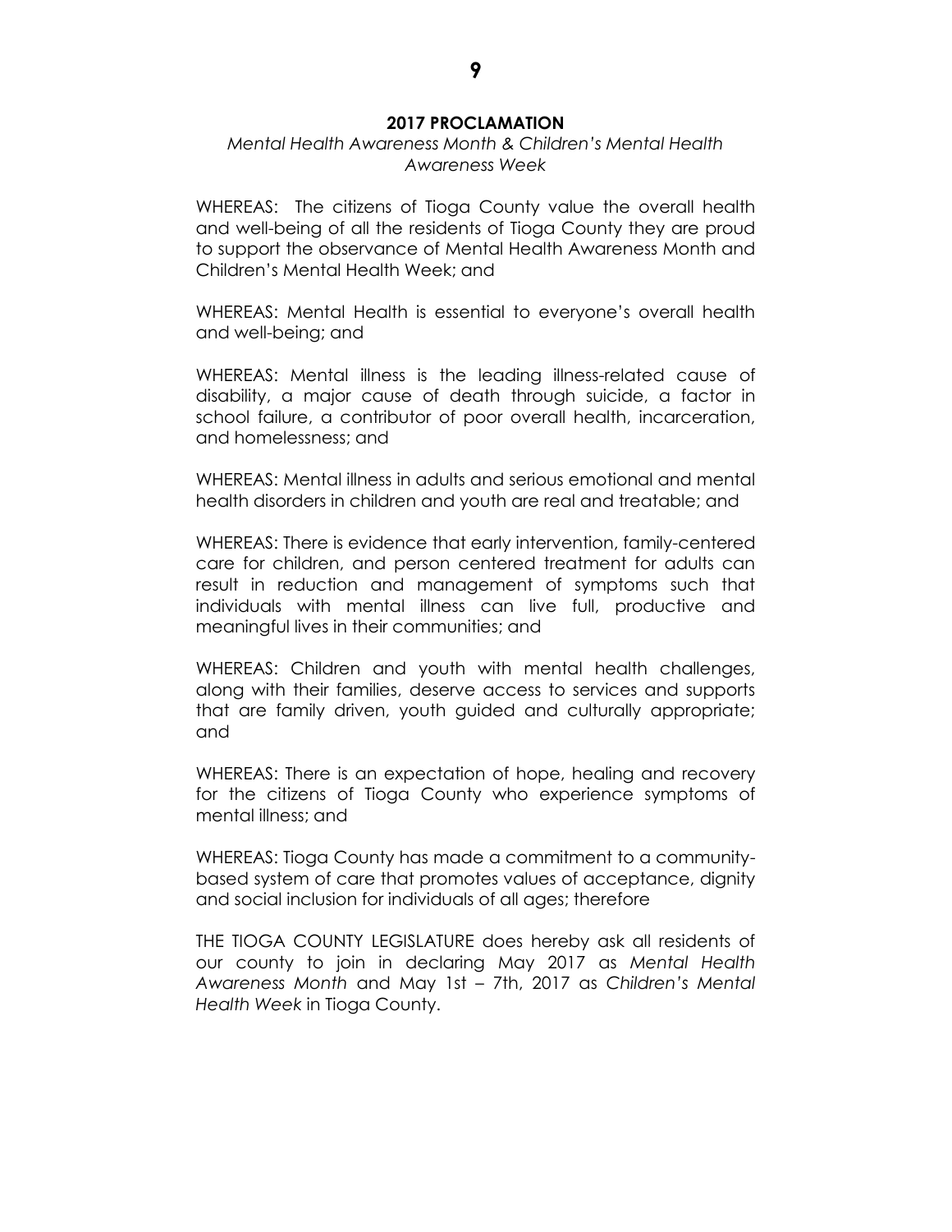## 2017 PROCLAMATION

*Mental Health Awareness Month & Children's Mental Health Awareness Week*

WHEREAS: The citizens of Tioga County value the overall health and well-being of all the residents of Tioga County they are proud to support the observance of Mental Health Awareness Month and Children's Mental Health Week; and

WHEREAS: Mental Health is essential to everyone's overall health and well-being; and

WHEREAS: Mental illness is the leading illness-related cause of disability, a major cause of death through suicide, a factor in school failure, a contributor of poor overall health, incarceration, and homelessness; and

WHEREAS: Mental illness in adults and serious emotional and mental health disorders in children and youth are real and treatable; and

WHEREAS: There is evidence that early intervention, family-centered care for children, and person centered treatment for adults can result in reduction and management of symptoms such that individuals with mental illness can live full, productive and meaningful lives in their communities; and

WHEREAS: Children and youth with mental health challenges, along with their families, deserve access to services and supports that are family driven, youth guided and culturally appropriate; and

WHEREAS: There is an expectation of hope, healing and recovery for the citizens of Tioga County who experience symptoms of mental illness; and

WHEREAS: Tioga County has made a commitment to a community-based system of care that promotes values of acceptance, dignity and social inclusion for individuals of all ages; therefore

THE TIOGA COUNTY LEGISLATURE does hereby ask all residents of our county to join in declaring May 2017 as *Mental Health Awareness Month* and May 1st – 7th, 2017 as *Children's Mental Health Week* in Tioga County.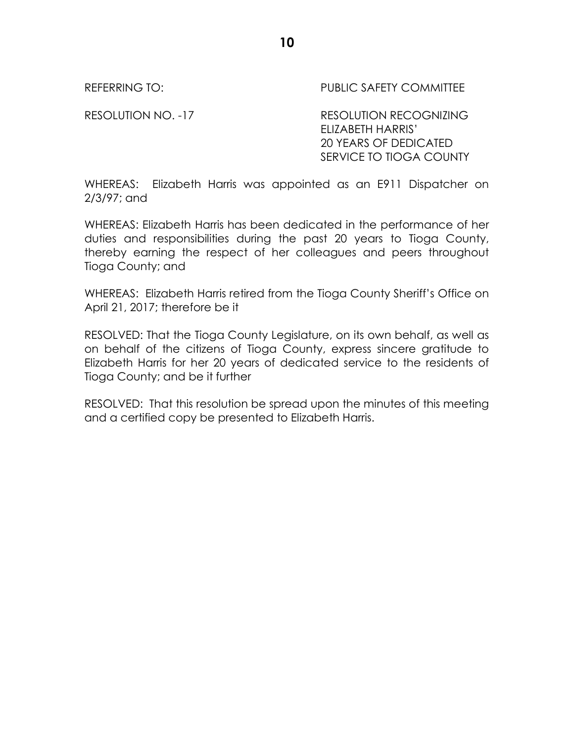REFERRING TO: PUBLIC SAFETY COMMITTEE

RESOLUTION NO. -17 RESOLUTION RECOGNIZING ELIZABETH HARRIS' 20 YEARS OF DEDICATED SERVICE TO TIOGA COUNTY

WHEREAS: Elizabeth Harris was appointed as an E911 Dispatcher on 2/3/97; and

WHEREAS: Elizabeth Harris has been dedicated in the performance of her duties and responsibilities during the past 20 years to Tioga County, thereby earning the respect of her colleagues and peers throughout Tioga County; and

WHEREAS: Elizabeth Harris retired from the Tioga County Sheriff's Office on April 21, 2017; therefore be it

RESOLVED: That the Tioga County Legislature, on its own behalf, as well as on behalf of the citizens of Tioga County, express sincere gratitude to Elizabeth Harris for her 20 years of dedicated service to the residents of Tioga County; and be it further

RESOLVED: That this resolution be spread upon the minutes of this meeting and a certified copy be presented to Elizabeth Harris.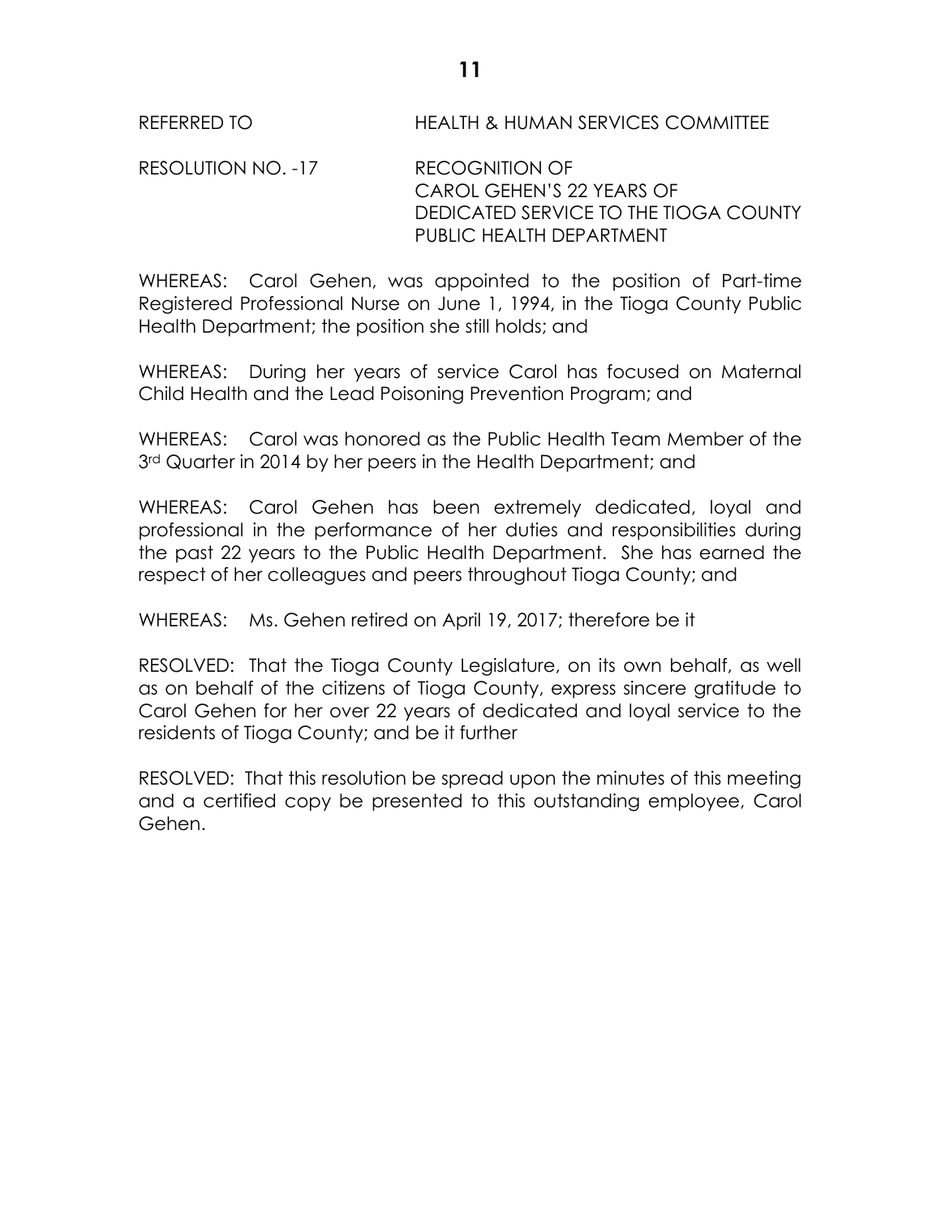REFERRED TO HEALTH & HUMAN SERVICES COMMITTEE

RESOLUTION NO. -17 RECOGNITION OF CAROL GEHEN'S 22 YEARS OF DEDICATED SERVICE TO THE TIOGA COUNTY PUBLIC HEALTH DEPARTMENT

WHEREAS: Carol Gehen, was appointed to the position of Part-time Registered Professional Nurse on June 1, 1994, in the Tioga County Public Health Department; the position she still holds; and

WHEREAS: During her years of service Carol has focused on Maternal Child Health and the Lead Poisoning Prevention Program; and

WHEREAS: Carol was honored as the Public Health Team Member of the 3rd Quarter in 2014 by her peers in the Health Department; and

WHEREAS: Carol Gehen has been extremely dedicated, loyal and professional in the performance of her duties and responsibilities during the past 22 years to the Public Health Department. She has earned the respect of her colleagues and peers throughout Tioga County; and

WHEREAS: Ms. Gehen retired on April 19, 2017; therefore be it

RESOLVED: That the Tioga County Legislature, on its own behalf, as well as on behalf of the citizens of Tioga County, express sincere gratitude to Carol Gehen for her over 22 years of dedicated and loyal service to the residents of Tioga County; and be it further

RESOLVED: That this resolution be spread upon the minutes of this meeting and a certified copy be presented to this outstanding employee, Carol Gehen.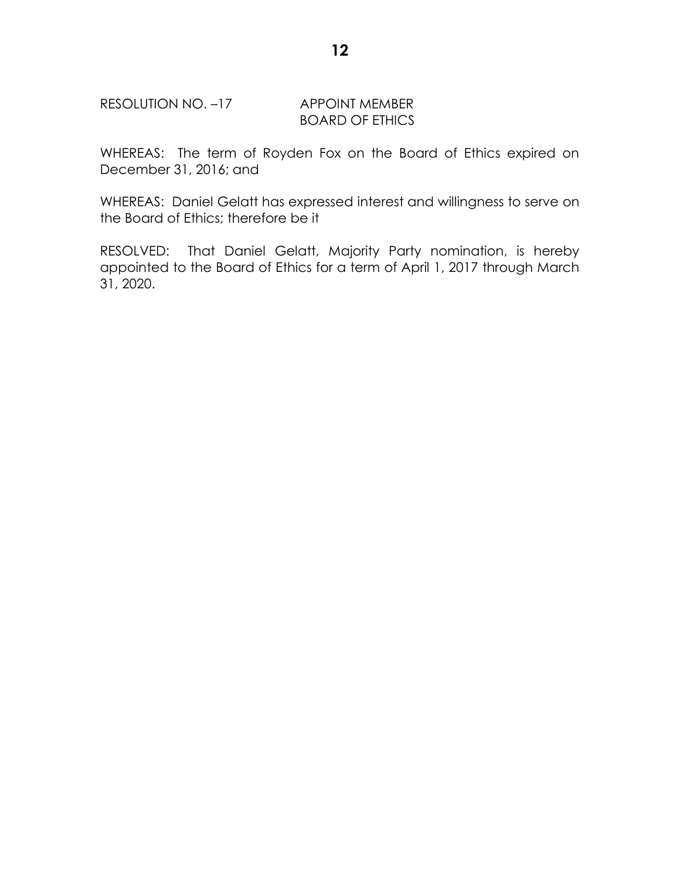RESOLUTION NO. –17 APPOINT MEMBER BOARD OF ETHICS

WHEREAS: The term of Royden Fox on the Board of Ethics expired on December 31, 2016; and

WHEREAS: Daniel Gelatt has expressed interest and willingness to serve on the Board of Ethics; therefore be it

RESOLVED: That Daniel Gelatt, Majority Party nomination, is hereby appointed to the Board of Ethics for a term of April 1, 2017 through March 31, 2020.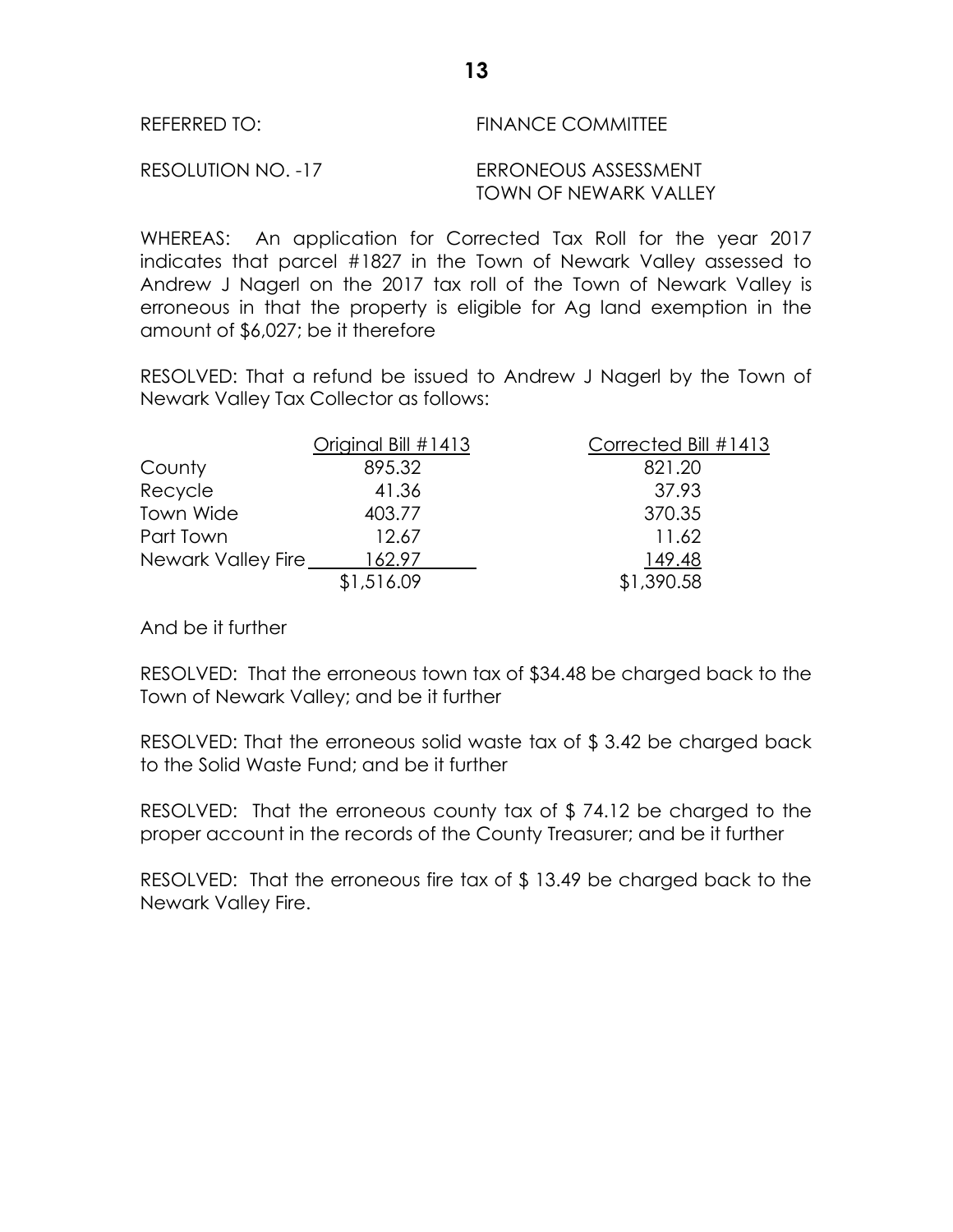REFERRED TO: FINANCE COMMITTEE

RESOLUTION NO. -17 ERRONEOUS ASSESSMENT TOWN OF NEWARK VALLEY

WHEREAS: An application for Corrected Tax Roll for the year 2017 indicates that parcel #1827 in the Town of Newark Valley assessed to Andrew J Nagerl on the 2017 tax roll of the Town of Newark Valley is erroneous in that the property is eligible for Ag land exemption in the amount of $6,027; be it therefore

RESOLVED: That a refund be issued to Andrew J Nagerl by the Town of Newark Valley Tax Collector as follows:

| | Original Bill #1413 | Corrected Bill #1413 |
|---|---|---|
| County | 895.32 | 821.20 |
| Recycle | 41.36 | 37.93 |
| Town Wide | 403.77 | 370.35 |
| Part Town | 12.67 | 11.62 |
| Newark Valley Fire | 162.97 | 149.48 |
| | $1,516.09 | $1,390.58 |

And be it further

RESOLVED: That the erroneous town tax of $34.48 be charged back to the Town of Newark Valley; and be it further

RESOLVED: That the erroneous solid waste tax of $ 3.42 be charged back to the Solid Waste Fund; and be it further

RESOLVED: That the erroneous county tax of $ 74.12 be charged to the proper account in the records of the County Treasurer; and be it further

RESOLVED: That the erroneous fire tax of $ 13.49 be charged back to the Newark Valley Fire.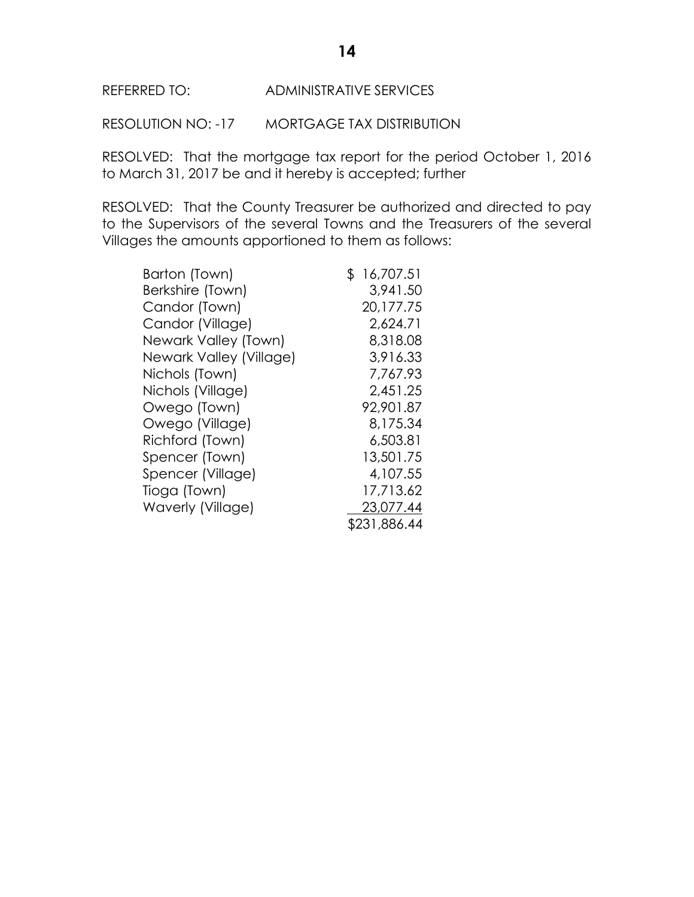REFERRED TO: ADMINISTRATIVE SERVICES

RESOLUTION NO: -17 MORTGAGE TAX DISTRIBUTION

RESOLVED: That the mortgage tax report for the period October 1, 2016 to March 31, 2017 be and it hereby is accepted; further

RESOLVED: That the County Treasurer be authorized and directed to pay to the Supervisors of the several Towns and the Treasurers of the several Villages the amounts apportioned to them as follows:

| | |
|---|---:|
| Barton (Town) | $ 16,707.51 |
| Berkshire (Town) | 3,941.50 |
| Candor (Town) | 20,177.75 |
| Candor (Village) | 2,624.71 |
| Newark Valley (Town) | 8,318.08 |
| Newark Valley (Village) | 3,916.33 |
| Nichols (Town) | 7,767.93 |
| Nichols (Village) | 2,451.25 |
| Owego (Town) | 92,901.87 |
| Owego (Village) | 8,175.34 |
| Richford (Town) | 6,503.81 |
| Spencer (Town) | 13,501.75 |
| Spencer (Village) | 4,107.55 |
| Tioga (Town) | 17,713.62 |
| Waverly (Village) | 23,077.44 |
| | $231,886.44 |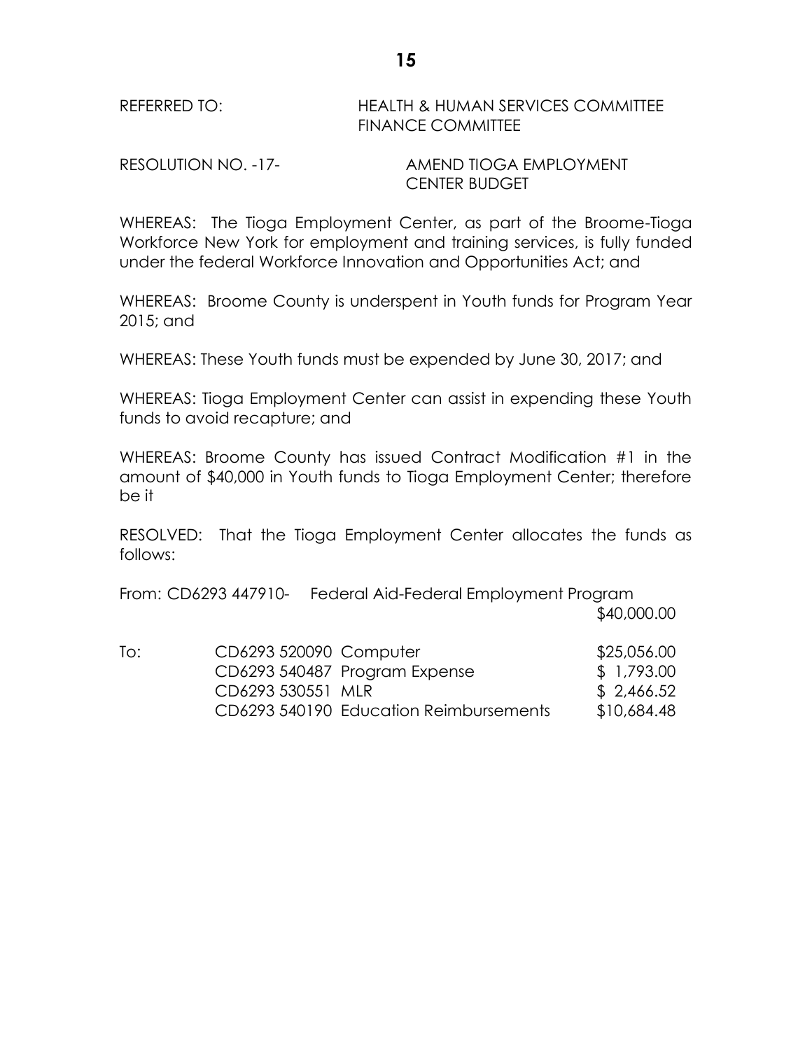REFERRED TO: HEALTH & HUMAN SERVICES COMMITTEE
FINANCE COMMITTEE

RESOLUTION NO. -17- AMEND TIOGA EMPLOYMENT CENTER BUDGET

WHEREAS: The Tioga Employment Center, as part of the Broome-Tioga Workforce New York for employment and training services, is fully funded under the federal Workforce Innovation and Opportunities Act; and

WHEREAS: Broome County is underspent in Youth funds for Program Year 2015; and

WHEREAS: These Youth funds must be expended by June 30, 2017; and

WHEREAS: Tioga Employment Center can assist in expending these Youth funds to avoid recapture; and

WHEREAS: Broome County has issued Contract Modification #1 in the amount of $40,000 in Youth funds to Tioga Employment Center; therefore be it

RESOLVED: That the Tioga Employment Center allocates the funds as follows:

From: CD6293 447910- Federal Aid-Federal Employment Program $40,000.00

| | | | |
|---|---|---|---|
| To: | CD6293 520090 | Computer | $25,056.00 |
| | CD6293 540487 | Program Expense | $ 1,793.00 |
| | CD6293 530551 | MLR | $ 2,466.52 |
| | CD6293 540190 | Education Reimbursements | $10,684.48 |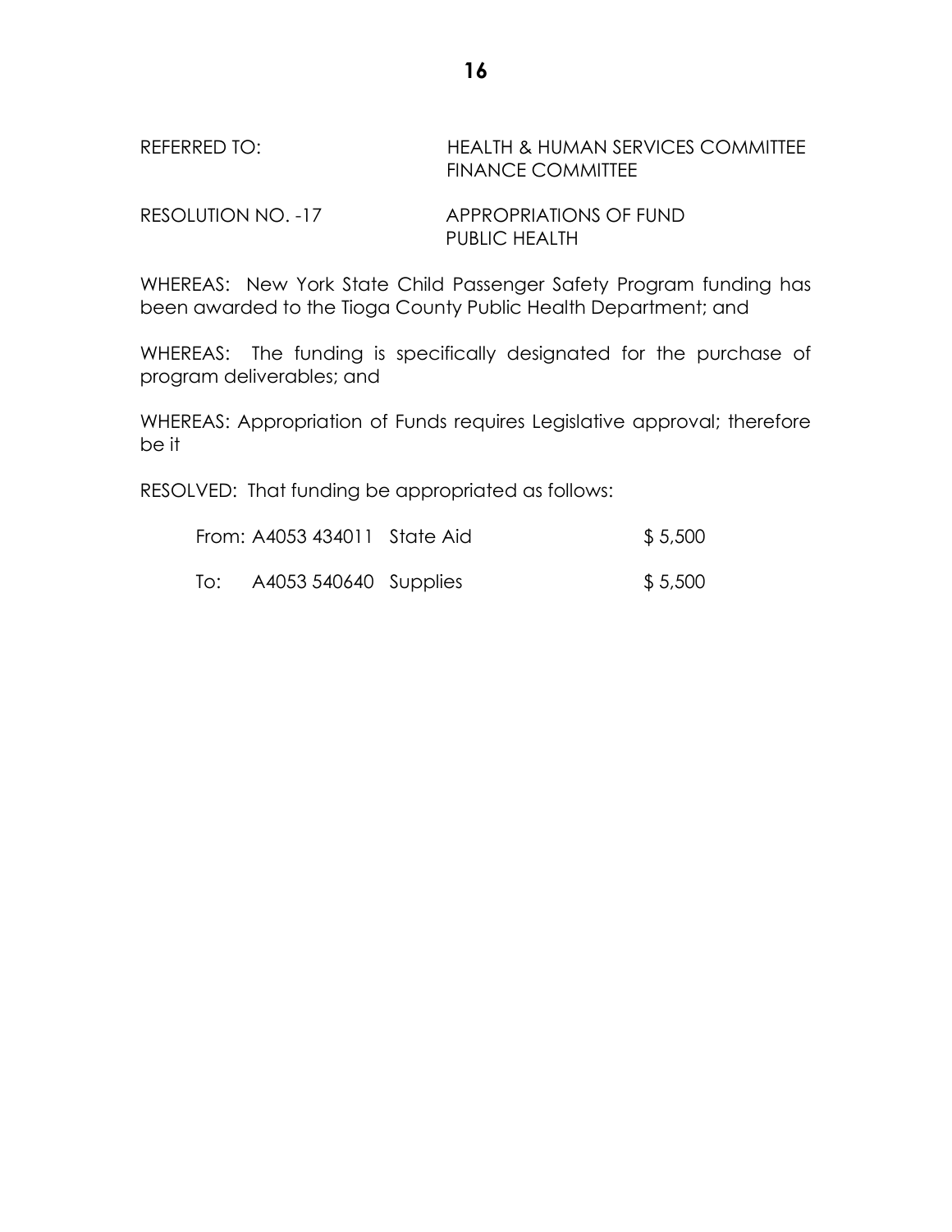REFERRED TO: HEALTH & HUMAN SERVICES COMMITTEE
FINANCE COMMITTEE

RESOLUTION NO. -17 APPROPRIATIONS OF FUND
PUBLIC HEALTH

WHEREAS: New York State Child Passenger Safety Program funding has been awarded to the Tioga County Public Health Department; and

WHEREAS: The funding is specifically designated for the purchase of program deliverables; and

WHEREAS: Appropriation of Funds requires Legislative approval; therefore be it

RESOLVED: That funding be appropriated as follows:

| | | | |
|---|---|---|---|
| From: | A4053 434011 | State Aid | $ 5,500 |
| To: | A4053 540640 | Supplies | $ 5,500 |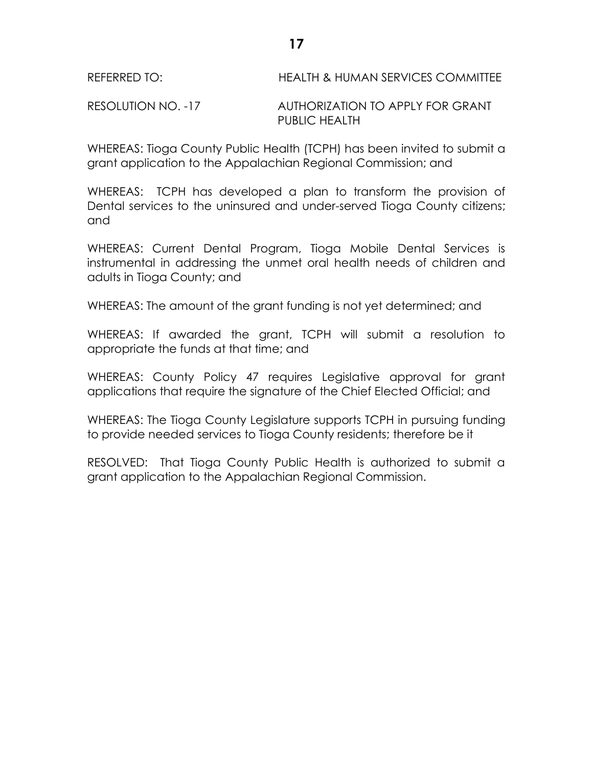REFERRED TO: HEALTH & HUMAN SERVICES COMMITTEE

RESOLUTION NO. -17 AUTHORIZATION TO APPLY FOR GRANT PUBLIC HEALTH

WHEREAS: Tioga County Public Health (TCPH) has been invited to submit a grant application to the Appalachian Regional Commission; and

WHEREAS: TCPH has developed a plan to transform the provision of Dental services to the uninsured and under-served Tioga County citizens; and

WHEREAS: Current Dental Program, Tioga Mobile Dental Services is instrumental in addressing the unmet oral health needs of children and adults in Tioga County; and

WHEREAS: The amount of the grant funding is not yet determined; and

WHEREAS: If awarded the grant, TCPH will submit a resolution to appropriate the funds at that time; and

WHEREAS: County Policy 47 requires Legislative approval for grant applications that require the signature of the Chief Elected Official; and

WHEREAS: The Tioga County Legislature supports TCPH in pursuing funding to provide needed services to Tioga County residents; therefore be it

RESOLVED: That Tioga County Public Health is authorized to submit a grant application to the Appalachian Regional Commission.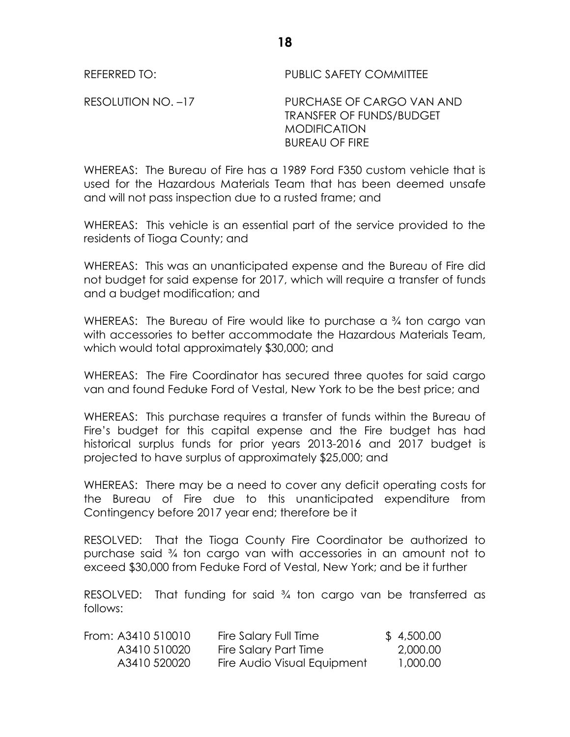REFERRED TO: PUBLIC SAFETY COMMITTEE

RESOLUTION NO. –17 PURCHASE OF CARGO VAN AND TRANSFER OF FUNDS/BUDGET MODIFICATION BUREAU OF FIRE

WHEREAS: The Bureau of Fire has a 1989 Ford F350 custom vehicle that is used for the Hazardous Materials Team that has been deemed unsafe and will not pass inspection due to a rusted frame; and

WHEREAS: This vehicle is an essential part of the service provided to the residents of Tioga County; and

WHEREAS: This was an unanticipated expense and the Bureau of Fire did not budget for said expense for 2017, which will require a transfer of funds and a budget modification; and

WHEREAS: The Bureau of Fire would like to purchase a ¾ ton cargo van with accessories to better accommodate the Hazardous Materials Team, which would total approximately $30,000; and

WHEREAS: The Fire Coordinator has secured three quotes for said cargo van and found Feduke Ford of Vestal, New York to be the best price; and

WHEREAS: This purchase requires a transfer of funds within the Bureau of Fire's budget for this capital expense and the Fire budget has had historical surplus funds for prior years 2013-2016 and 2017 budget is projected to have surplus of approximately $25,000; and

WHEREAS: There may be a need to cover any deficit operating costs for the Bureau of Fire due to this unanticipated expenditure from Contingency before 2017 year end; therefore be it

RESOLVED: That the Tioga County Fire Coordinator be authorized to purchase said ¾ ton cargo van with accessories in an amount not to exceed $30,000 from Feduke Ford of Vestal, New York; and be it further

RESOLVED: That funding for said ¾ ton cargo van be transferred as follows:

| | | | |
|---|---|---|---|
| From: | A3410 510010 | Fire Salary Full Time | $ 4,500.00 |
| | A3410 510020 | Fire Salary Part Time | 2,000.00 |
| | A3410 520020 | Fire Audio Visual Equipment | 1,000.00 |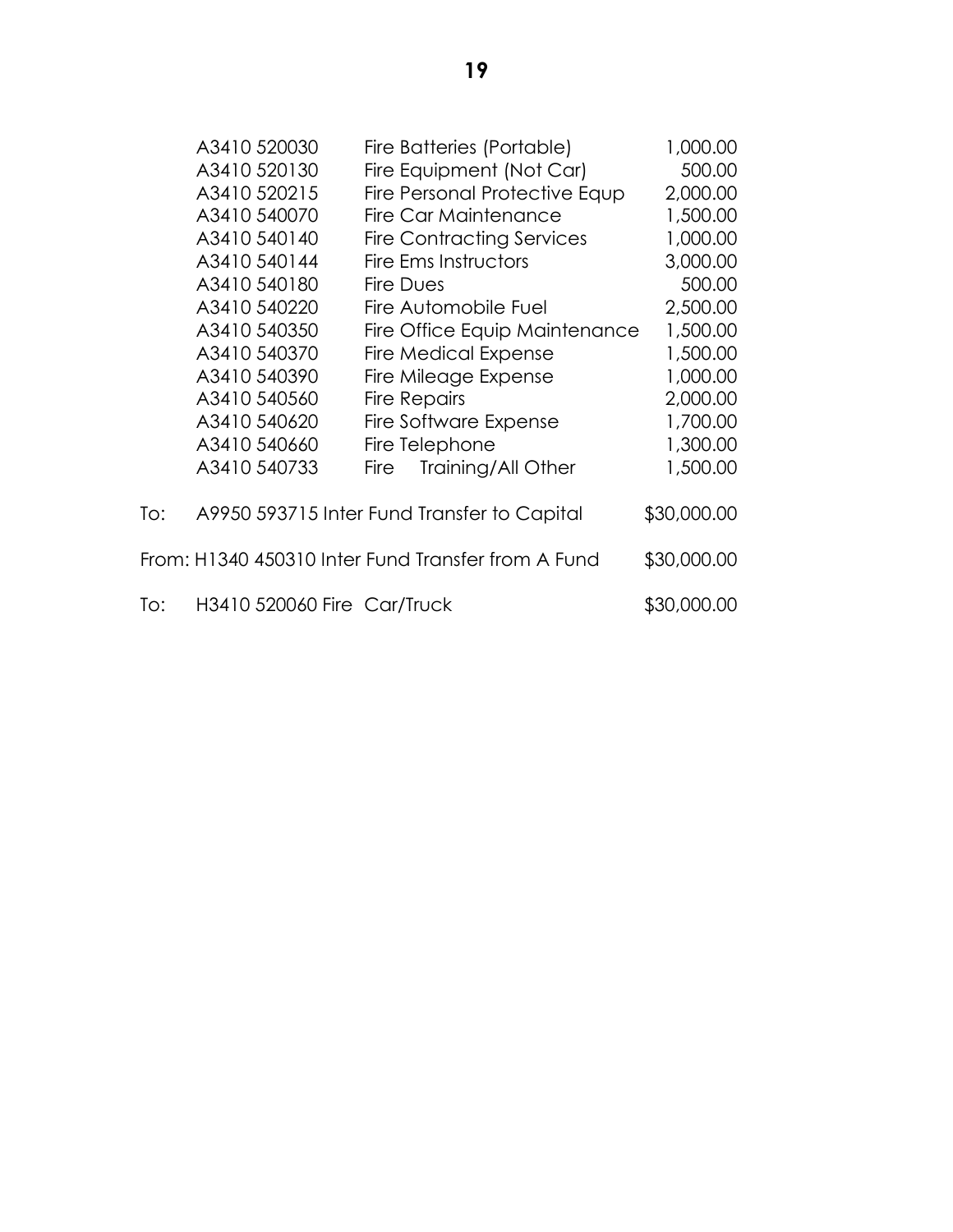| | | |
|---|---|---|
| A3410 520030 | Fire Batteries (Portable) | 1,000.00 |
| A3410 520130 | Fire Equipment (Not Car) | 500.00 |
| A3410 520215 | Fire Personal Protective Equp | 2,000.00 |
| A3410 540070 | Fire Car Maintenance | 1,500.00 |
| A3410 540140 | Fire Contracting Services | 1,000.00 |
| A3410 540144 | Fire Ems Instructors | 3,000.00 |
| A3410 540180 | Fire Dues | 500.00 |
| A3410 540220 | Fire Automobile Fuel | 2,500.00 |
| A3410 540350 | Fire Office Equip Maintenance | 1,500.00 |
| A3410 540370 | Fire Medical Expense | 1,500.00 |
| A3410 540390 | Fire Mileage Expense | 1,000.00 |
| A3410 540560 | Fire Repairs | 2,000.00 |
| A3410 540620 | Fire Software Expense | 1,700.00 |
| A3410 540660 | Fire Telephone | 1,300.00 |
| A3410 540733 | Fire Training/All Other | 1,500.00 |

To: A9950 593715 Inter Fund Transfer to Capital $30,000.00

From: H1340 450310 Inter Fund Transfer from A Fund $30,000.00

To: H3410 520060 Fire Car/Truck $30,000.00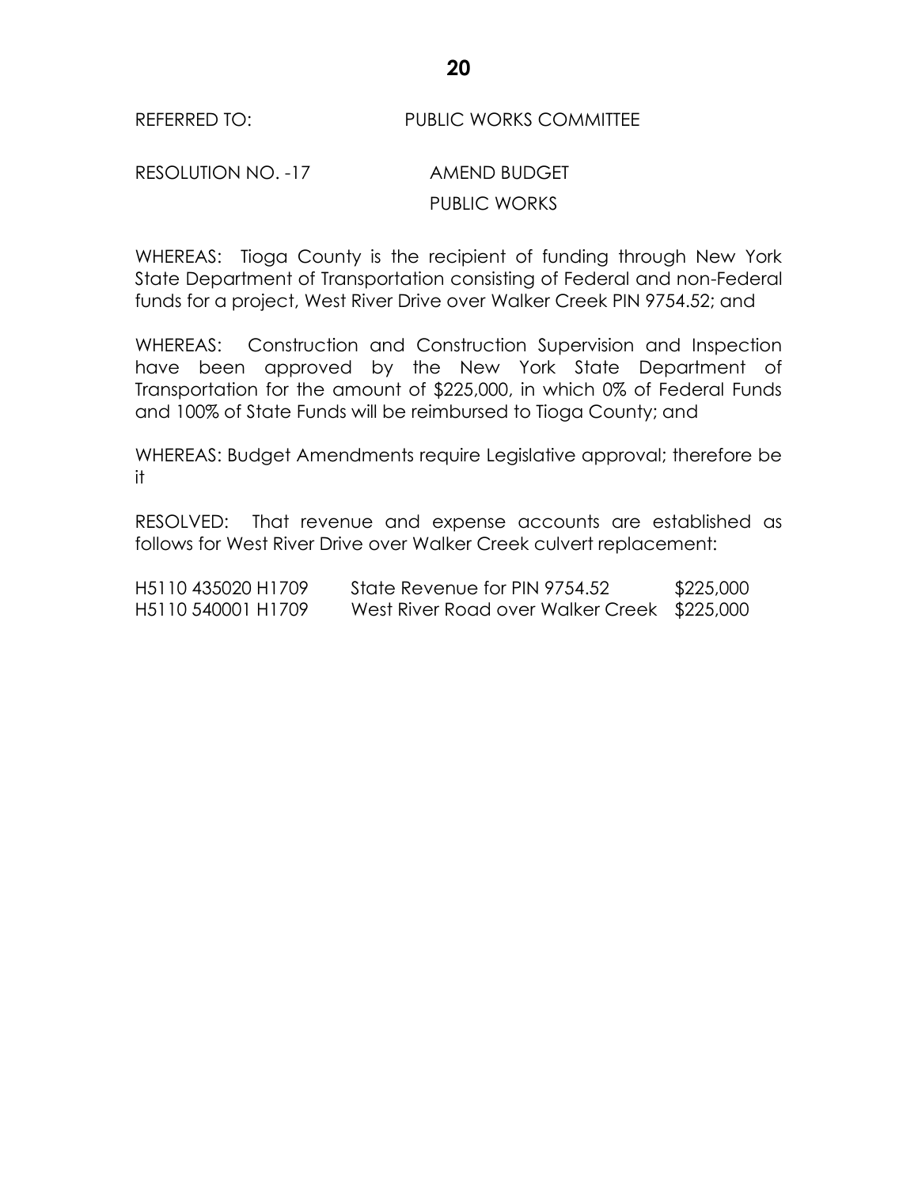REFERRED TO: PUBLIC WORKS COMMITTEE

RESOLUTION NO. -17 AMEND BUDGET
PUBLIC WORKS

WHEREAS: Tioga County is the recipient of funding through New York State Department of Transportation consisting of Federal and non-Federal funds for a project, West River Drive over Walker Creek PIN 9754.52; and

WHEREAS: Construction and Construction Supervision and Inspection have been approved by the New York State Department of Transportation for the amount of $225,000, in which 0% of Federal Funds and 100% of State Funds will be reimbursed to Tioga County; and

WHEREAS: Budget Amendments require Legislative approval; therefore be it

RESOLVED: That revenue and expense accounts are established as follows for West River Drive over Walker Creek culvert replacement:

| | | |
|---|---|---|
| H5110 435020 H1709 | State Revenue for PIN 9754.52 | $225,000 |
| H5110 540001 H1709 | West River Road over Walker Creek | $225,000 |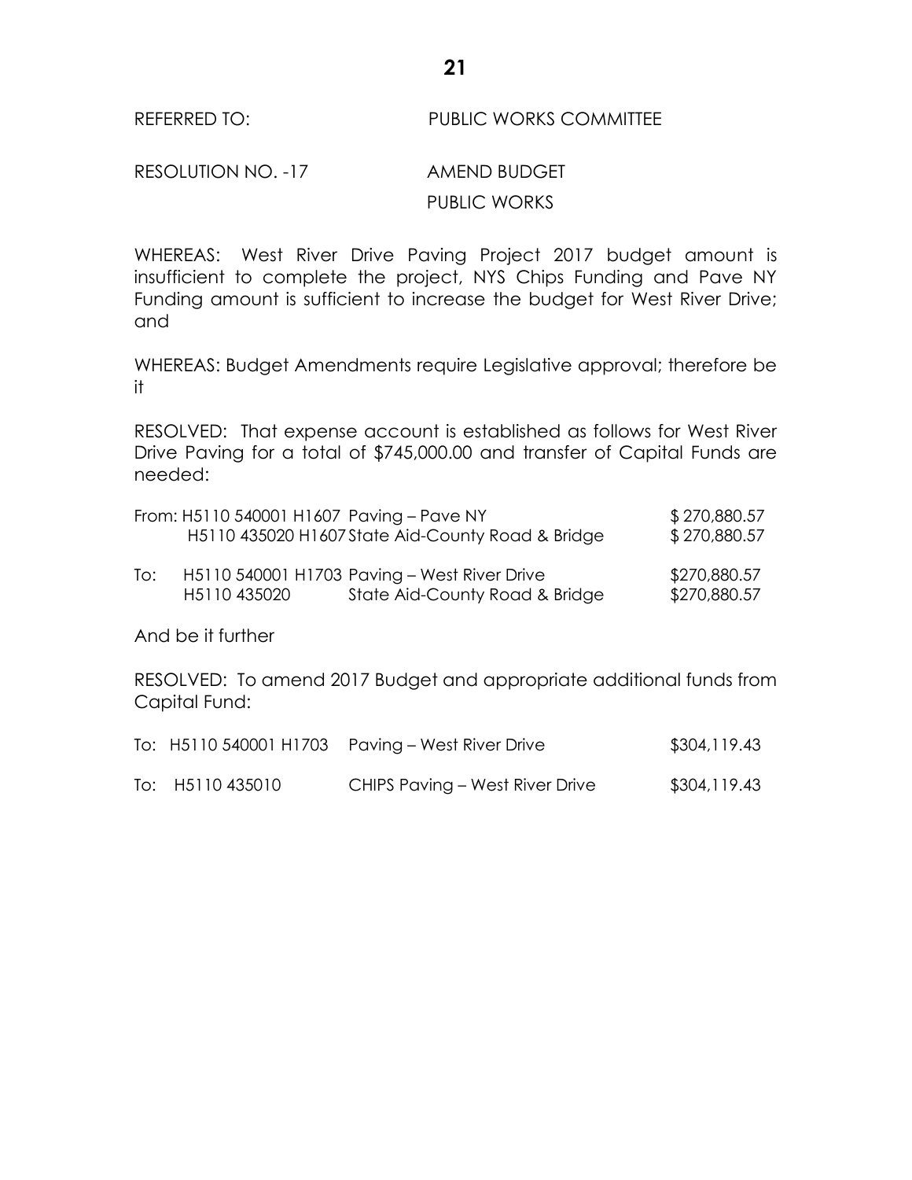REFERRED TO: PUBLIC WORKS COMMITTEE

RESOLUTION NO. -17 AMEND BUDGET
PUBLIC WORKS

WHEREAS: West River Drive Paving Project 2017 budget amount is insufficient to complete the project, NYS Chips Funding and Pave NY Funding amount is sufficient to increase the budget for West River Drive; and

WHEREAS: Budget Amendments require Legislative approval; therefore be it

RESOLVED: That expense account is established as follows for West River Drive Paving for a total of $745,000.00 and transfer of Capital Funds are needed:

| | | | |
|---|---|---|---|
| From: | H5110 540001 H1607 | Paving – Pave NY | $ 270,880.57 |
| | H5110 435020 H1607 | State Aid-County Road & Bridge | $ 270,880.57 |
| To: | H5110 540001 H1703 | Paving – West River Drive | $270,880.57 |
| | H5110 435020 | State Aid-County Road & Bridge | $270,880.57 |

And be it further

RESOLVED: To amend 2017 Budget and appropriate additional funds from Capital Fund:

| | | | |
|---|---|---|---|
| To: | H5110 540001 H1703 | Paving – West River Drive | $304,119.43 |
| To: | H5110 435010 | CHIPS Paving – West River Drive | $304,119.43 |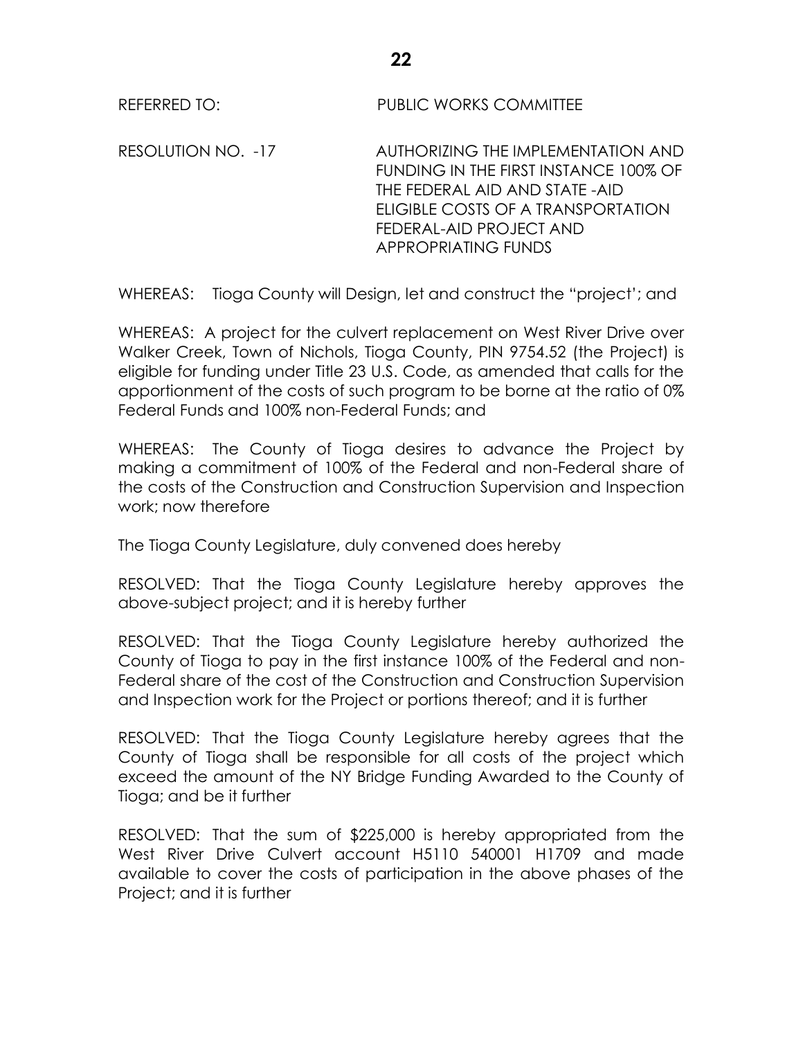REFERRED TO: PUBLIC WORKS COMMITTEE

RESOLUTION NO. -17 AUTHORIZING THE IMPLEMENTATION AND FUNDING IN THE FIRST INSTANCE 100% OF THE FEDERAL AID AND STATE -AID ELIGIBLE COSTS OF A TRANSPORTATION FEDERAL-AID PROJECT AND APPROPRIATING FUNDS

WHEREAS: Tioga County will Design, let and construct the "project'; and

WHEREAS: A project for the culvert replacement on West River Drive over Walker Creek, Town of Nichols, Tioga County, PIN 9754.52 (the Project) is eligible for funding under Title 23 U.S. Code, as amended that calls for the apportionment of the costs of such program to be borne at the ratio of 0% Federal Funds and 100% non-Federal Funds; and

WHEREAS: The County of Tioga desires to advance the Project by making a commitment of 100% of the Federal and non-Federal share of the costs of the Construction and Construction Supervision and Inspection work; now therefore

The Tioga County Legislature, duly convened does hereby

RESOLVED: That the Tioga County Legislature hereby approves the above-subject project; and it is hereby further

RESOLVED: That the Tioga County Legislature hereby authorized the County of Tioga to pay in the first instance 100% of the Federal and non-Federal share of the cost of the Construction and Construction Supervision and Inspection work for the Project or portions thereof; and it is further

RESOLVED: That the Tioga County Legislature hereby agrees that the County of Tioga shall be responsible for all costs of the project which exceed the amount of the NY Bridge Funding Awarded to the County of Tioga; and be it further

RESOLVED: That the sum of $225,000 is hereby appropriated from the West River Drive Culvert account H5110 540001 H1709 and made available to cover the costs of participation in the above phases of the Project; and it is further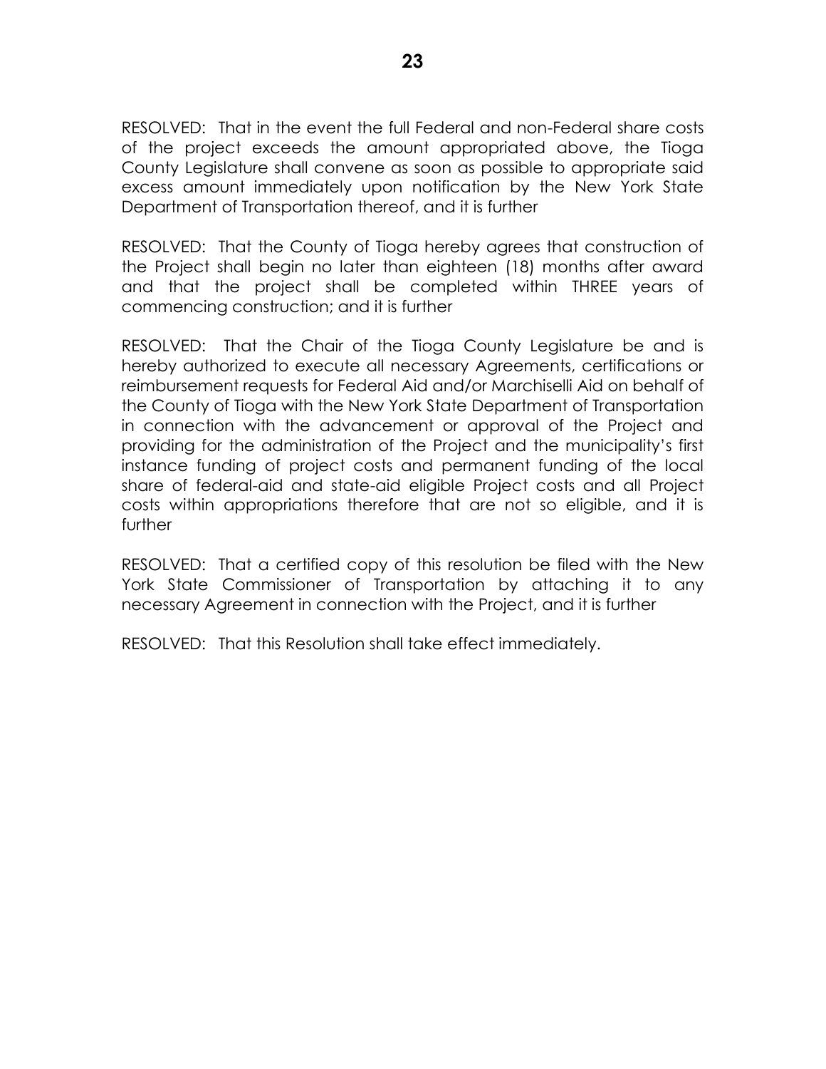RESOLVED: That in the event the full Federal and non-Federal share costs of the project exceeds the amount appropriated above, the Tioga County Legislature shall convene as soon as possible to appropriate said excess amount immediately upon notification by the New York State Department of Transportation thereof, and it is further

RESOLVED: That the County of Tioga hereby agrees that construction of the Project shall begin no later than eighteen (18) months after award and that the project shall be completed within THREE years of commencing construction; and it is further

RESOLVED: That the Chair of the Tioga County Legislature be and is hereby authorized to execute all necessary Agreements, certifications or reimbursement requests for Federal Aid and/or Marchiselli Aid on behalf of the County of Tioga with the New York State Department of Transportation in connection with the advancement or approval of the Project and providing for the administration of the Project and the municipality's first instance funding of project costs and permanent funding of the local share of federal-aid and state-aid eligible Project costs and all Project costs within appropriations therefore that are not so eligible, and it is further

RESOLVED: That a certified copy of this resolution be filed with the New York State Commissioner of Transportation by attaching it to any necessary Agreement in connection with the Project, and it is further

RESOLVED: That this Resolution shall take effect immediately.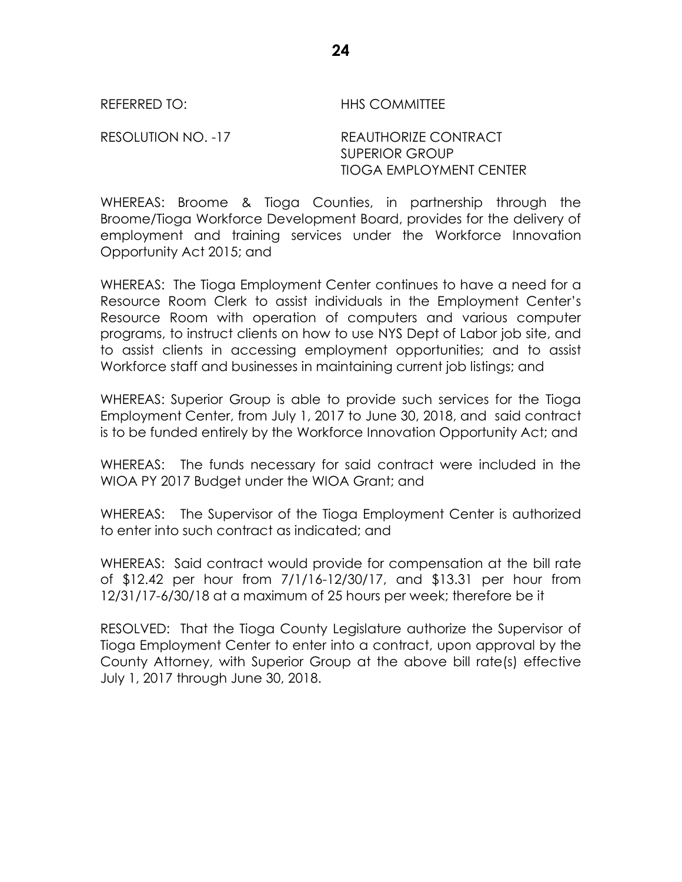REFERRED TO: HHS COMMITTEE

RESOLUTION NO. -17 REAUTHORIZE CONTRACT
SUPERIOR GROUP
TIOGA EMPLOYMENT CENTER

WHEREAS: Broome & Tioga Counties, in partnership through the Broome/Tioga Workforce Development Board, provides for the delivery of employment and training services under the Workforce Innovation Opportunity Act 2015; and

WHEREAS: The Tioga Employment Center continues to have a need for a Resource Room Clerk to assist individuals in the Employment Center's Resource Room with operation of computers and various computer programs, to instruct clients on how to use NYS Dept of Labor job site, and to assist clients in accessing employment opportunities; and to assist Workforce staff and businesses in maintaining current job listings; and

WHEREAS: Superior Group is able to provide such services for the Tioga Employment Center, from July 1, 2017 to June 30, 2018, and said contract is to be funded entirely by the Workforce Innovation Opportunity Act; and

WHEREAS: The funds necessary for said contract were included in the WIOA PY 2017 Budget under the WIOA Grant; and

WHEREAS: The Supervisor of the Tioga Employment Center is authorized to enter into such contract as indicated; and

WHEREAS: Said contract would provide for compensation at the bill rate of $12.42 per hour from 7/1/16-12/30/17, and $13.31 per hour from 12/31/17-6/30/18 at a maximum of 25 hours per week; therefore be it

RESOLVED: That the Tioga County Legislature authorize the Supervisor of Tioga Employment Center to enter into a contract, upon approval by the County Attorney, with Superior Group at the above bill rate(s) effective July 1, 2017 through June 30, 2018.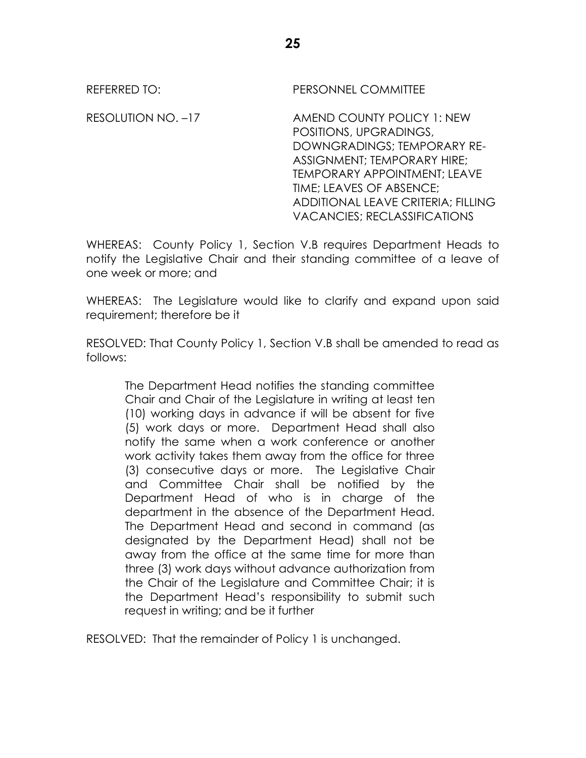REFERRED TO: PERSONNEL COMMITTEE

RESOLUTION NO. –17 AMEND COUNTY POLICY 1: NEW POSITIONS, UPGRADINGS, DOWNGRADINGS; TEMPORARY RE-ASSIGNMENT; TEMPORARY HIRE; TEMPORARY APPOINTMENT; LEAVE TIME; LEAVES OF ABSENCE; ADDITIONAL LEAVE CRITERIA; FILLING VACANCIES; RECLASSIFICATIONS

WHEREAS: County Policy 1, Section V.B requires Department Heads to notify the Legislative Chair and their standing committee of a leave of one week or more; and

WHEREAS: The Legislature would like to clarify and expand upon said requirement; therefore be it

RESOLVED: That County Policy 1, Section V.B shall be amended to read as follows:

> The Department Head notifies the standing committee Chair and Chair of the Legislature in writing at least ten (10) working days in advance if will be absent for five (5) work days or more. Department Head shall also notify the same when a work conference or another work activity takes them away from the office for three (3) consecutive days or more. The Legislative Chair and Committee Chair shall be notified by the Department Head of who is in charge of the department in the absence of the Department Head. The Department Head and second in command (as designated by the Department Head) shall not be away from the office at the same time for more than three (3) work days without advance authorization from the Chair of the Legislature and Committee Chair; it is the Department Head's responsibility to submit such request in writing; and be it further

RESOLVED: That the remainder of Policy 1 is unchanged.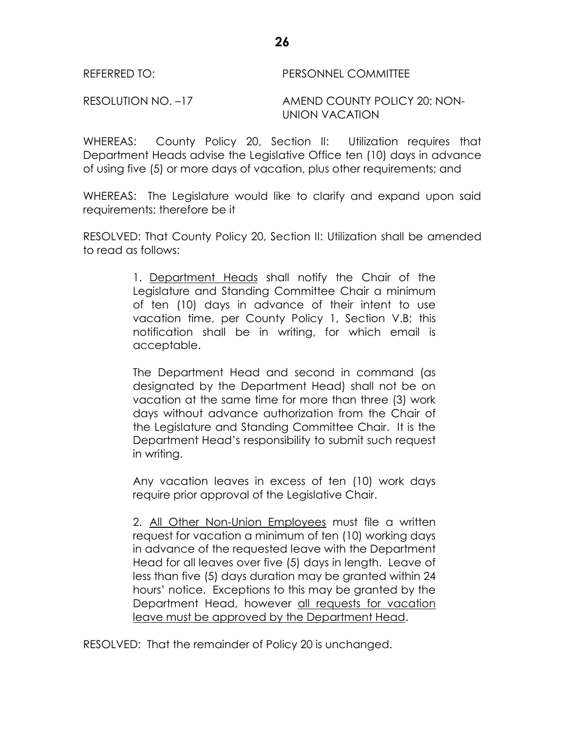REFERRED TO: PERSONNEL COMMITTEE

RESOLUTION NO. –17 AMEND COUNTY POLICY 20: NON-UNION VACATION

WHEREAS: County Policy 20, Section II: Utilization requires that Department Heads advise the Legislative Office ten (10) days in advance of using five (5) or more days of vacation, plus other requirements; and

WHEREAS: The Legislature would like to clarify and expand upon said requirements; therefore be it

RESOLVED: That County Policy 20, Section II: Utilization shall be amended to read as follows:

> 1. <u>Department Heads</u> shall notify the Chair of the Legislature and Standing Committee Chair a minimum of ten (10) days in advance of their intent to use vacation time, per County Policy 1, Section V.B; this notification shall be in writing, for which email is acceptable.
>
> The Department Head and second in command (as designated by the Department Head) shall not be on vacation at the same time for more than three (3) work days without advance authorization from the Chair of the Legislature and Standing Committee Chair. It is the Department Head's responsibility to submit such request in writing.
>
> Any vacation leaves in excess of ten (10) work days require prior approval of the Legislative Chair.
>
> 2. <u>All Other Non-Union Employees</u> must file a written request for vacation a minimum of ten (10) working days in advance of the requested leave with the Department Head for all leaves over five (5) days in length. Leave of less than five (5) days duration may be granted within 24 hours' notice. Exceptions to this may be granted by the Department Head, however <u>all requests for vacation leave must be approved by the Department Head</u>.

RESOLVED: That the remainder of Policy 20 is unchanged.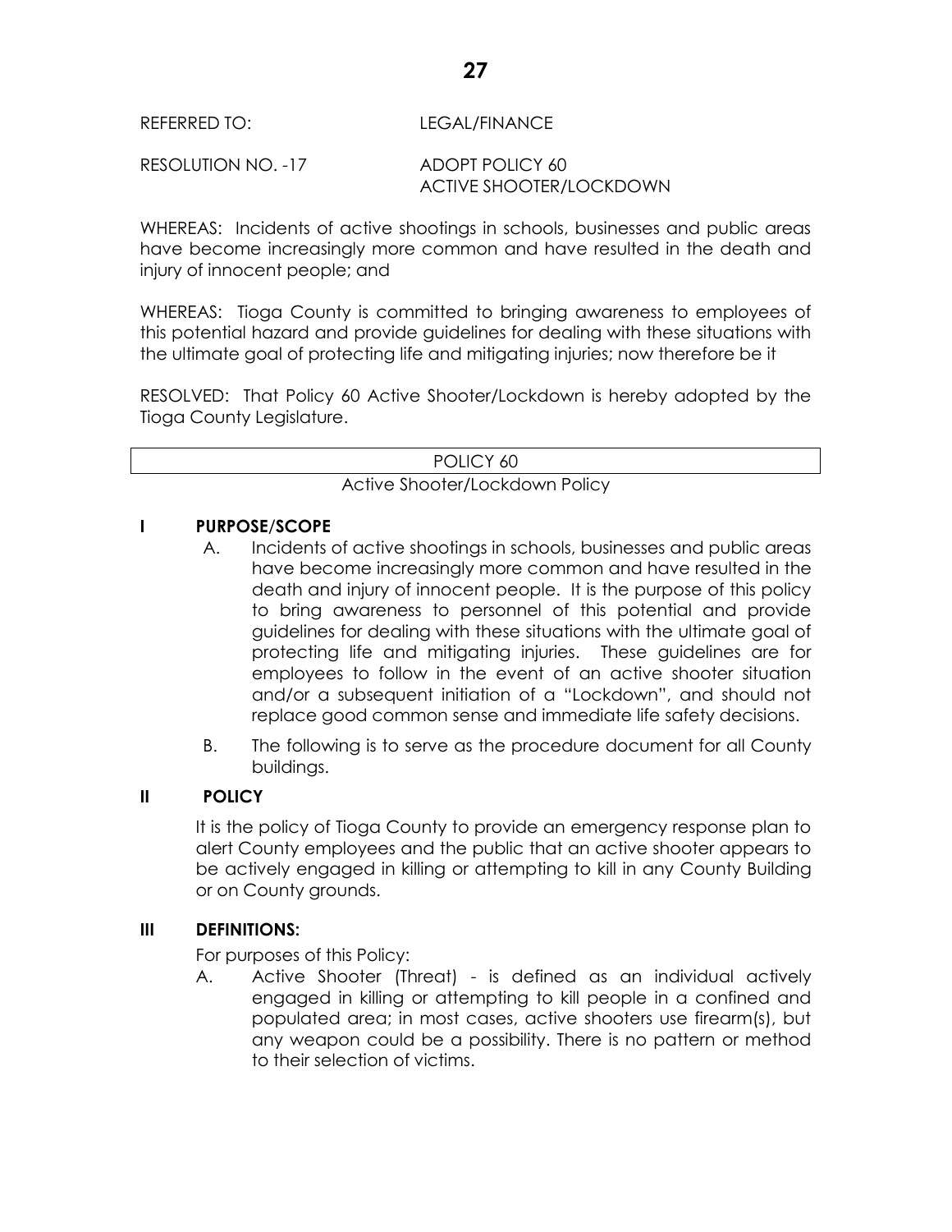REFERRED TO: LEGAL/FINANCE

RESOLUTION NO. -17 ADOPT POLICY 60 ACTIVE SHOOTER/LOCKDOWN

WHEREAS: Incidents of active shootings in schools, businesses and public areas have become increasingly more common and have resulted in the death and injury of innocent people; and

WHEREAS: Tioga County is committed to bringing awareness to employees of this potential hazard and provide guidelines for dealing with these situations with the ultimate goal of protecting life and mitigating injuries; now therefore be it

RESOLVED: That Policy 60 Active Shooter/Lockdown is hereby adopted by the Tioga County Legislature.

| POLICY 60 |
|---|

Active Shooter/Lockdown Policy

**I PURPOSE/SCOPE**

A. Incidents of active shootings in schools, businesses and public areas have become increasingly more common and have resulted in the death and injury of innocent people. It is the purpose of this policy to bring awareness to personnel of this potential and provide guidelines for dealing with these situations with the ultimate goal of protecting life and mitigating injuries. These guidelines are for employees to follow in the event of an active shooter situation and/or a subsequent initiation of a "Lockdown", and should not replace good common sense and immediate life safety decisions.

B. The following is to serve as the procedure document for all County buildings.

**II POLICY**

It is the policy of Tioga County to provide an emergency response plan to alert County employees and the public that an active shooter appears to be actively engaged in killing or attempting to kill in any County Building or on County grounds.

**III DEFINITIONS:**

For purposes of this Policy:

A. Active Shooter (Threat) - is defined as an individual actively engaged in killing or attempting to kill people in a confined and populated area; in most cases, active shooters use firearm(s), but any weapon could be a possibility. There is no pattern or method to their selection of victims.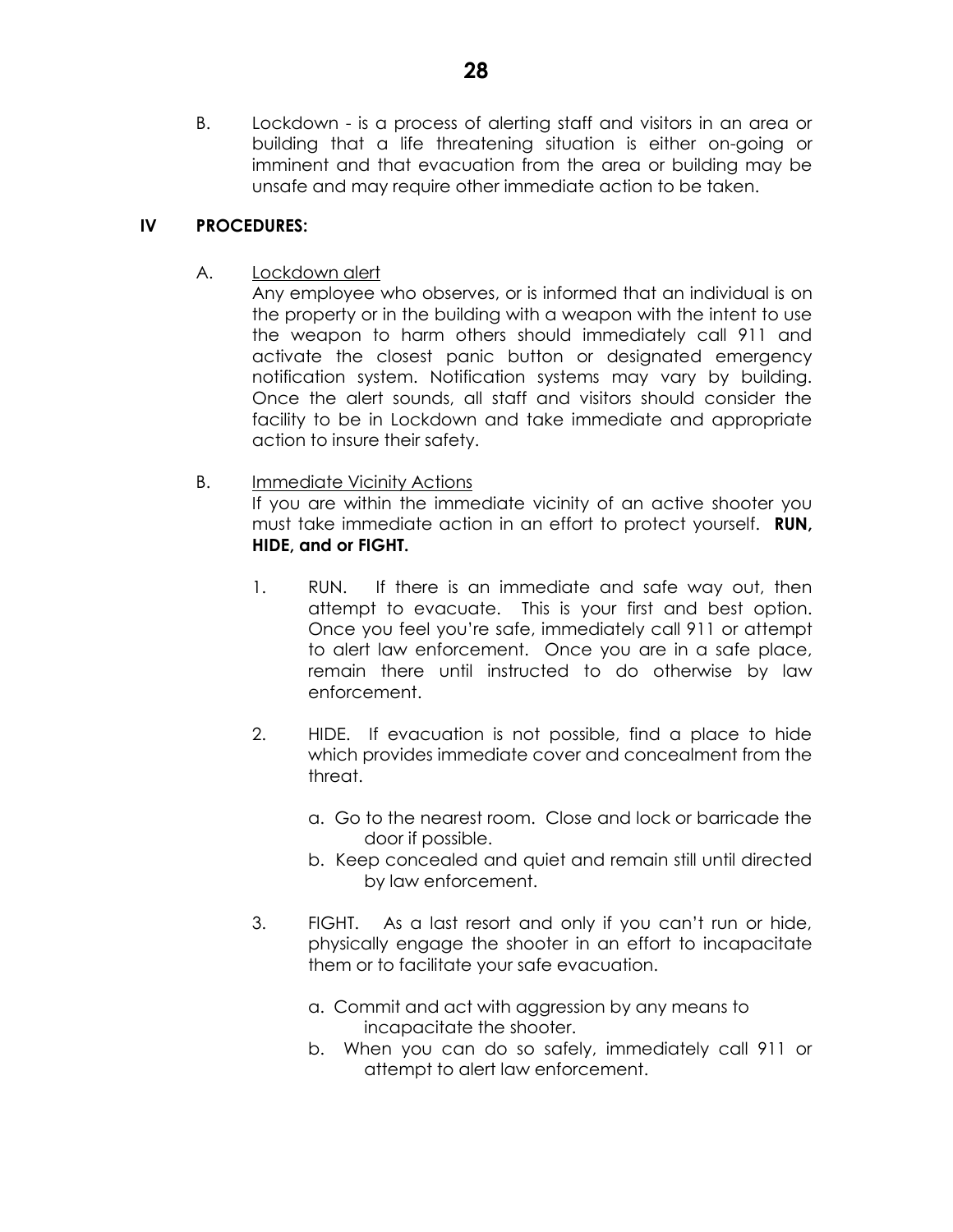B. Lockdown - is a process of alerting staff and visitors in an area or building that a life threatening situation is either on-going or imminent and that evacuation from the area or building may be unsafe and may require other immediate action to be taken.

## IV PROCEDURES:

A. <u>Lockdown alert</u>

Any employee who observes, or is informed that an individual is on the property or in the building with a weapon with the intent to use the weapon to harm others should immediately call 911 and activate the closest panic button or designated emergency notification system. Notification systems may vary by building. Once the alert sounds, all staff and visitors should consider the facility to be in Lockdown and take immediate and appropriate action to insure their safety.

B. <u>Immediate Vicinity Actions</u>

If you are within the immediate vicinity of an active shooter you must take immediate action in an effort to protect yourself. **RUN, HIDE, and or FIGHT.**

1. RUN. If there is an immediate and safe way out, then attempt to evacuate. This is your first and best option. Once you feel you're safe, immediately call 911 or attempt to alert law enforcement. Once you are in a safe place, remain there until instructed to do otherwise by law enforcement.

2. HIDE. If evacuation is not possible, find a place to hide which provides immediate cover and concealment from the threat.

   a. Go to the nearest room. Close and lock or barricade the door if possible.
   
   b. Keep concealed and quiet and remain still until directed by law enforcement.

3. FIGHT. As a last resort and only if you can't run or hide, physically engage the shooter in an effort to incapacitate them or to facilitate your safe evacuation.

   a. Commit and act with aggression by any means to incapacitate the shooter.
   
   b. When you can do so safely, immediately call 911 or attempt to alert law enforcement.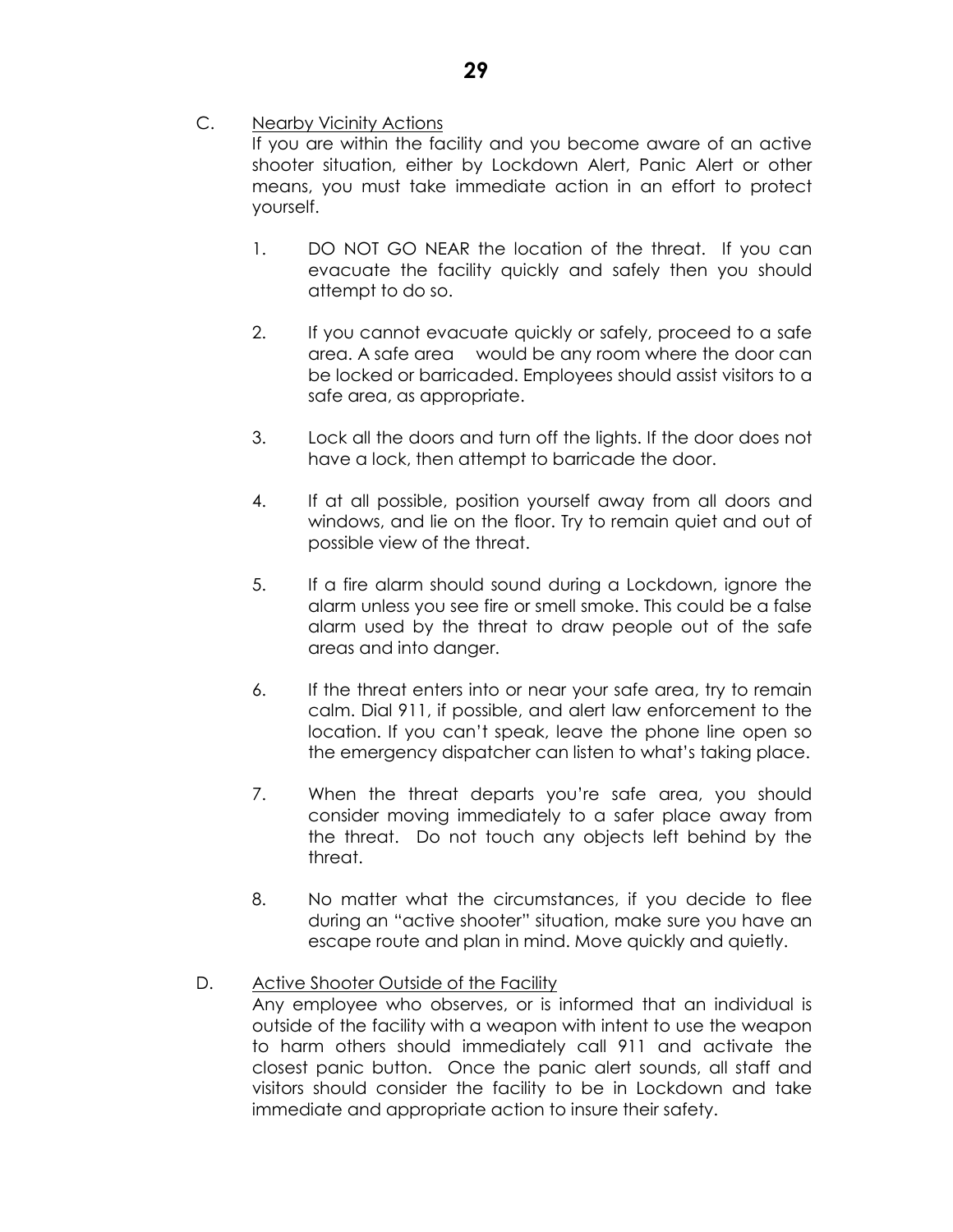C. Nearby Vicinity Actions

If you are within the facility and you become aware of an active shooter situation, either by Lockdown Alert, Panic Alert or other means, you must take immediate action in an effort to protect yourself.

1. DO NOT GO NEAR the location of the threat. If you can evacuate the facility quickly and safely then you should attempt to do so.

2. If you cannot evacuate quickly or safely, proceed to a safe area. A safe area would be any room where the door can be locked or barricaded. Employees should assist visitors to a safe area, as appropriate.

3. Lock all the doors and turn off the lights. If the door does not have a lock, then attempt to barricade the door.

4. If at all possible, position yourself away from all doors and windows, and lie on the floor. Try to remain quiet and out of possible view of the threat.

5. If a fire alarm should sound during a Lockdown, ignore the alarm unless you see fire or smell smoke. This could be a false alarm used by the threat to draw people out of the safe areas and into danger.

6. If the threat enters into or near your safe area, try to remain calm. Dial 911, if possible, and alert law enforcement to the location. If you can't speak, leave the phone line open so the emergency dispatcher can listen to what's taking place.

7. When the threat departs you're safe area, you should consider moving immediately to a safer place away from the threat. Do not touch any objects left behind by the threat.

8. No matter what the circumstances, if you decide to flee during an "active shooter" situation, make sure you have an escape route and plan in mind. Move quickly and quietly.

D. Active Shooter Outside of the Facility

Any employee who observes, or is informed that an individual is outside of the facility with a weapon with intent to use the weapon to harm others should immediately call 911 and activate the closest panic button. Once the panic alert sounds, all staff and visitors should consider the facility to be in Lockdown and take immediate and appropriate action to insure their safety.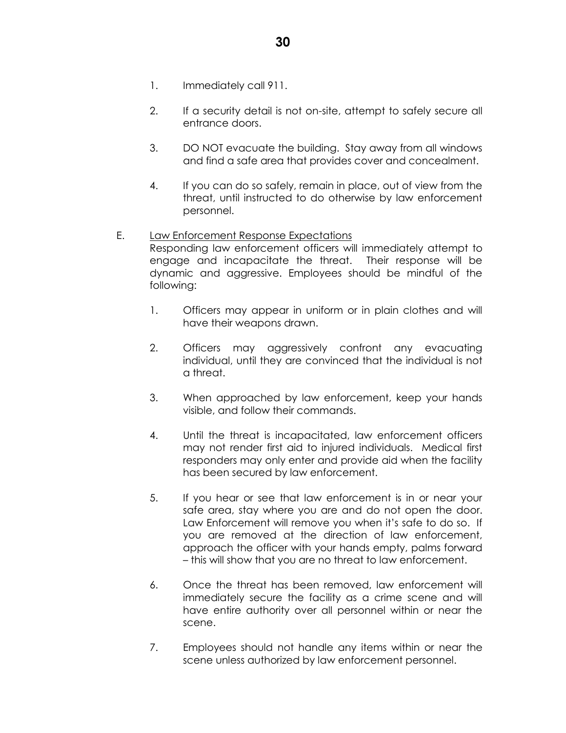1. Immediately call 911.

2. If a security detail is not on-site, attempt to safely secure all entrance doors.

3. DO NOT evacuate the building. Stay away from all windows and find a safe area that provides cover and concealment.

4. If you can do so safely, remain in place, out of view from the threat, until instructed to do otherwise by law enforcement personnel.

E. <u>Law Enforcement Response Expectations</u>
Responding law enforcement officers will immediately attempt to engage and incapacitate the threat. Their response will be dynamic and aggressive. Employees should be mindful of the following:

1. Officers may appear in uniform or in plain clothes and will have their weapons drawn.

2. Officers may aggressively confront any evacuating individual, until they are convinced that the individual is not a threat.

3. When approached by law enforcement, keep your hands visible, and follow their commands.

4. Until the threat is incapacitated, law enforcement officers may not render first aid to injured individuals. Medical first responders may only enter and provide aid when the facility has been secured by law enforcement.

5. If you hear or see that law enforcement is in or near your safe area, stay where you are and do not open the door. Law Enforcement will remove you when it's safe to do so. If you are removed at the direction of law enforcement, approach the officer with your hands empty, palms forward – this will show that you are no threat to law enforcement.

6. Once the threat has been removed, law enforcement will immediately secure the facility as a crime scene and will have entire authority over all personnel within or near the scene.

7. Employees should not handle any items within or near the scene unless authorized by law enforcement personnel.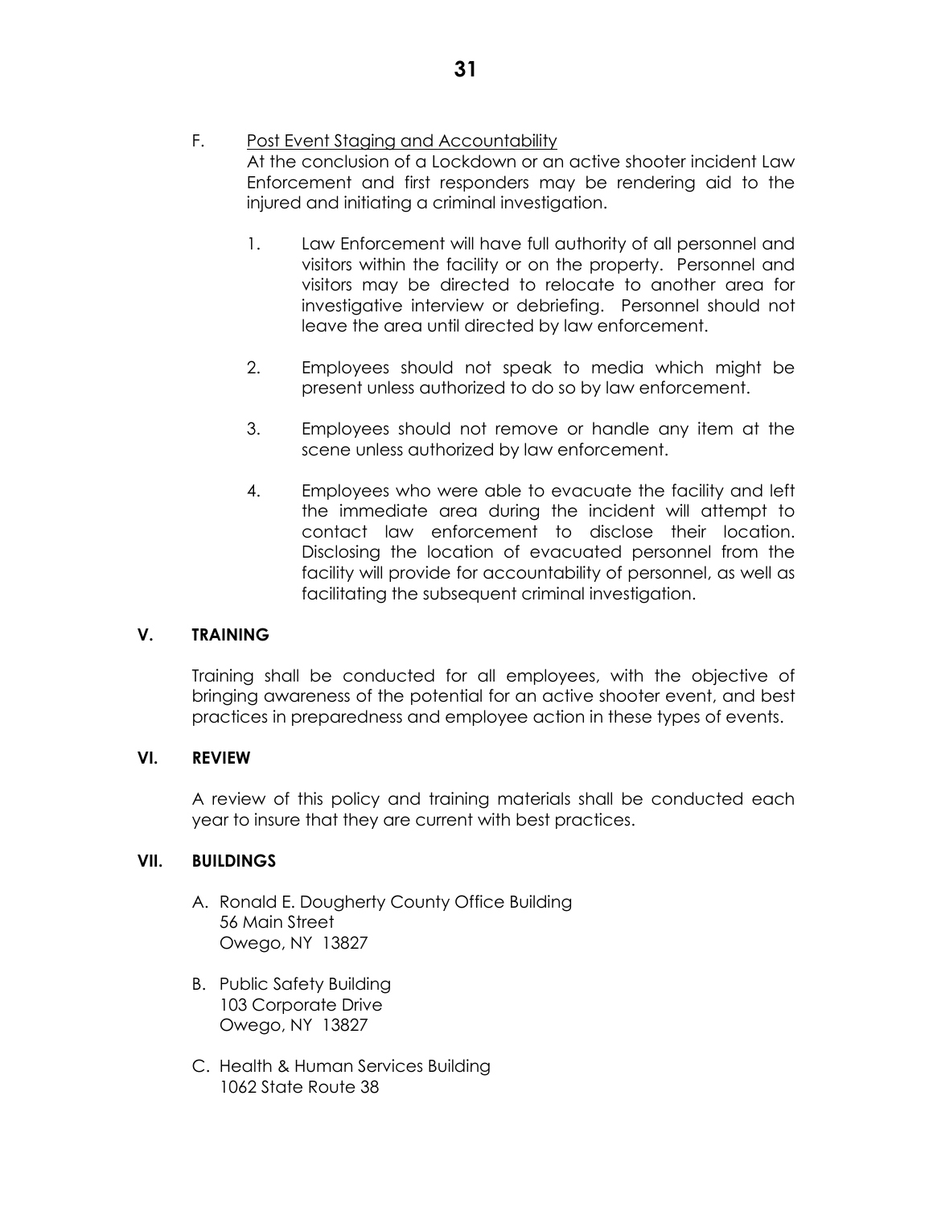F. Post Event Staging and Accountability

At the conclusion of a Lockdown or an active shooter incident Law Enforcement and first responders may be rendering aid to the injured and initiating a criminal investigation.

1. Law Enforcement will have full authority of all personnel and visitors within the facility or on the property. Personnel and visitors may be directed to relocate to another area for investigative interview or debriefing. Personnel should not leave the area until directed by law enforcement.

2. Employees should not speak to media which might be present unless authorized to do so by law enforcement.

3. Employees should not remove or handle any item at the scene unless authorized by law enforcement.

4. Employees who were able to evacuate the facility and left the immediate area during the incident will attempt to contact law enforcement to disclose their location. Disclosing the location of evacuated personnel from the facility will provide for accountability of personnel, as well as facilitating the subsequent criminal investigation.

## V. TRAINING

Training shall be conducted for all employees, with the objective of bringing awareness of the potential for an active shooter event, and best practices in preparedness and employee action in these types of events.

## VI. REVIEW

A review of this policy and training materials shall be conducted each year to insure that they are current with best practices.

## VII. BUILDINGS

A. Ronald E. Dougherty County Office Building
56 Main Street
Owego, NY 13827

B. Public Safety Building
103 Corporate Drive
Owego, NY 13827

C. Health & Human Services Building
1062 State Route 38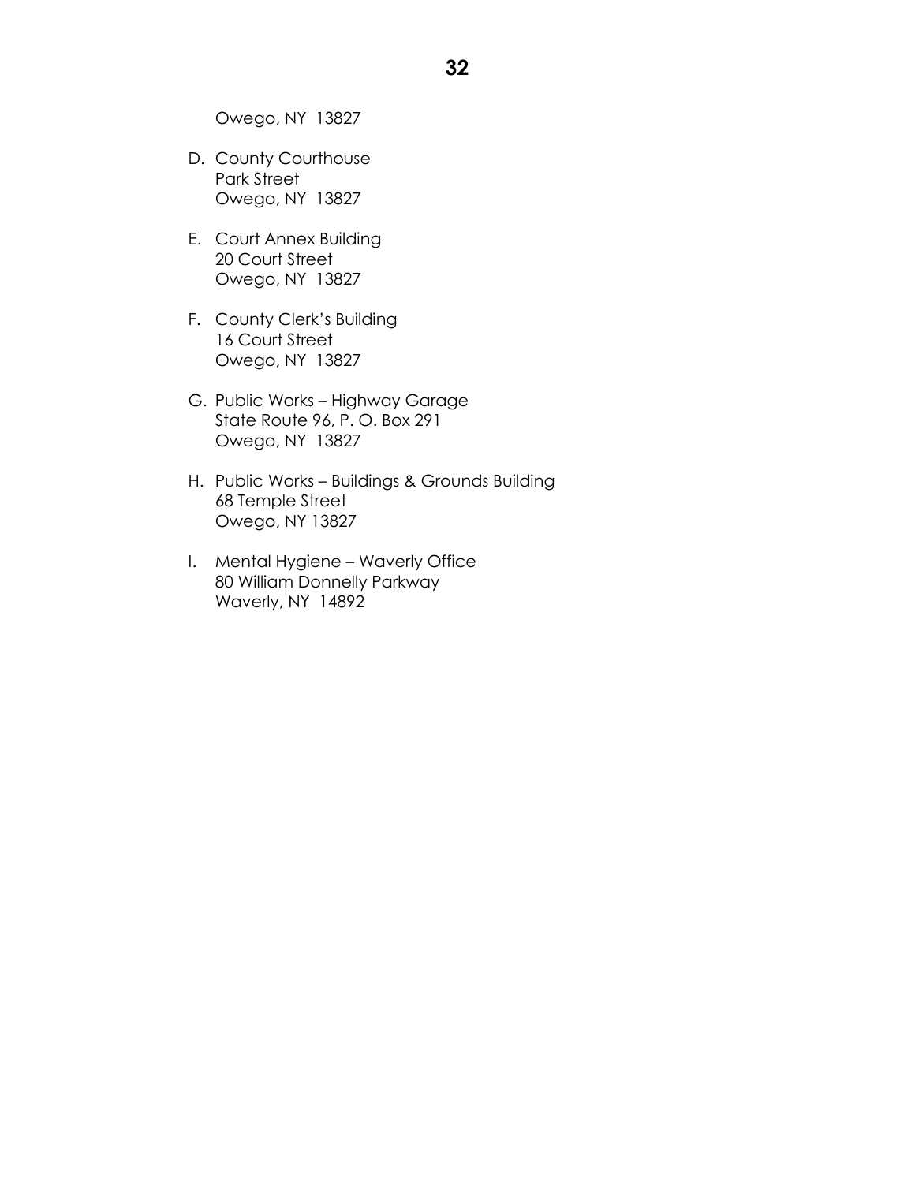Owego, NY  13827

D. County Courthouse
   Park Street
   Owego, NY  13827

E. Court Annex Building
   20 Court Street
   Owego, NY  13827

F. County Clerk's Building
   16 Court Street
   Owego, NY  13827

G. Public Works – Highway Garage
   State Route 96, P. O. Box 291
   Owego, NY  13827

H. Public Works – Buildings & Grounds Building
   68 Temple Street
   Owego, NY 13827

I. Mental Hygiene – Waverly Office
   80 William Donnelly Parkway
   Waverly, NY  14892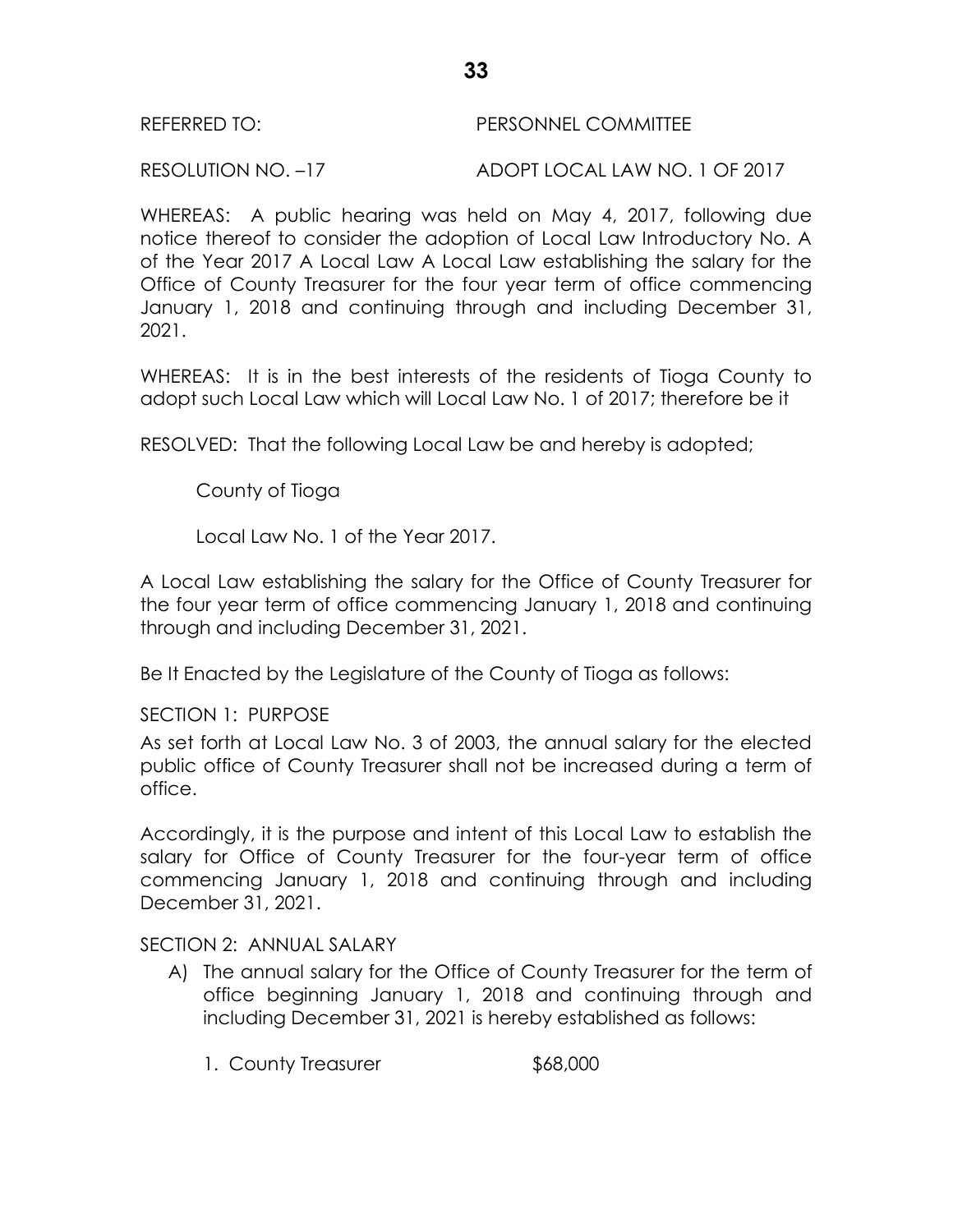REFERRED TO: PERSONNEL COMMITTEE

RESOLUTION NO. –17 ADOPT LOCAL LAW NO. 1 OF 2017

WHEREAS: A public hearing was held on May 4, 2017, following due notice thereof to consider the adoption of Local Law Introductory No. A of the Year 2017 A Local Law A Local Law establishing the salary for the Office of County Treasurer for the four year term of office commencing January 1, 2018 and continuing through and including December 31, 2021.

WHEREAS: It is in the best interests of the residents of Tioga County to adopt such Local Law which will Local Law No. 1 of 2017; therefore be it

RESOLVED: That the following Local Law be and hereby is adopted;

County of Tioga

Local Law No. 1 of the Year 2017.

A Local Law establishing the salary for the Office of County Treasurer for the four year term of office commencing January 1, 2018 and continuing through and including December 31, 2021.

Be It Enacted by the Legislature of the County of Tioga as follows:

SECTION 1: PURPOSE

As set forth at Local Law No. 3 of 2003, the annual salary for the elected public office of County Treasurer shall not be increased during a term of office.

Accordingly, it is the purpose and intent of this Local Law to establish the salary for Office of County Treasurer for the four-year term of office commencing January 1, 2018 and continuing through and including December 31, 2021.

SECTION 2: ANNUAL SALARY

A) The annual salary for the Office of County Treasurer for the term of office beginning January 1, 2018 and continuing through and including December 31, 2021 is hereby established as follows:

   1. County Treasurer $68,000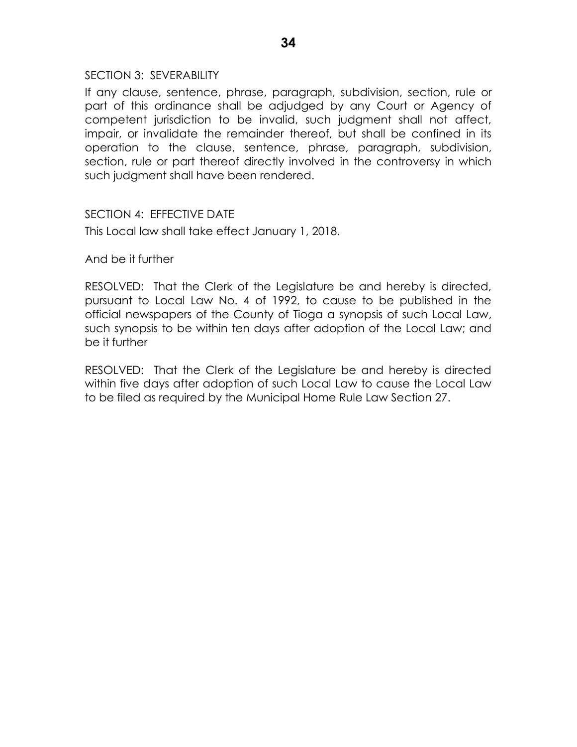SECTION 3: SEVERABILITY

If any clause, sentence, phrase, paragraph, subdivision, section, rule or part of this ordinance shall be adjudged by any Court or Agency of competent jurisdiction to be invalid, such judgment shall not affect, impair, or invalidate the remainder thereof, but shall be confined in its operation to the clause, sentence, phrase, paragraph, subdivision, section, rule or part thereof directly involved in the controversy in which such judgment shall have been rendered.

SECTION 4: EFFECTIVE DATE

This Local law shall take effect January 1, 2018.

And be it further

RESOLVED: That the Clerk of the Legislature be and hereby is directed, pursuant to Local Law No. 4 of 1992, to cause to be published in the official newspapers of the County of Tioga a synopsis of such Local Law, such synopsis to be within ten days after adoption of the Local Law; and be it further

RESOLVED: That the Clerk of the Legislature be and hereby is directed within five days after adoption of such Local Law to cause the Local Law to be filed as required by the Municipal Home Rule Law Section 27.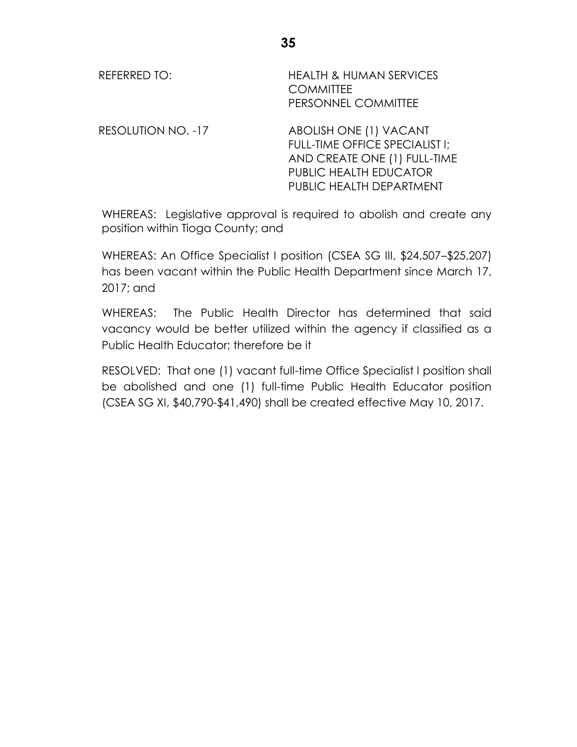REFERRED TO: HEALTH & HUMAN SERVICES COMMITTEE
PERSONNEL COMMITTEE

RESOLUTION NO. -17 ABOLISH ONE (1) VACANT FULL-TIME OFFICE SPECIALIST I; AND CREATE ONE (1) FULL-TIME PUBLIC HEALTH EDUCATOR PUBLIC HEALTH DEPARTMENT

WHEREAS: Legislative approval is required to abolish and create any position within Tioga County; and

WHEREAS: An Office Specialist I position (CSEA SG III, $24,507–$25,207) has been vacant within the Public Health Department since March 17, 2017; and

WHEREAS: The Public Health Director has determined that said vacancy would be better utilized within the agency if classified as a Public Health Educator; therefore be it

RESOLVED: That one (1) vacant full-time Office Specialist I position shall be abolished and one (1) full-time Public Health Educator position (CSEA SG XI, $40,790-$41,490) shall be created effective May 10, 2017.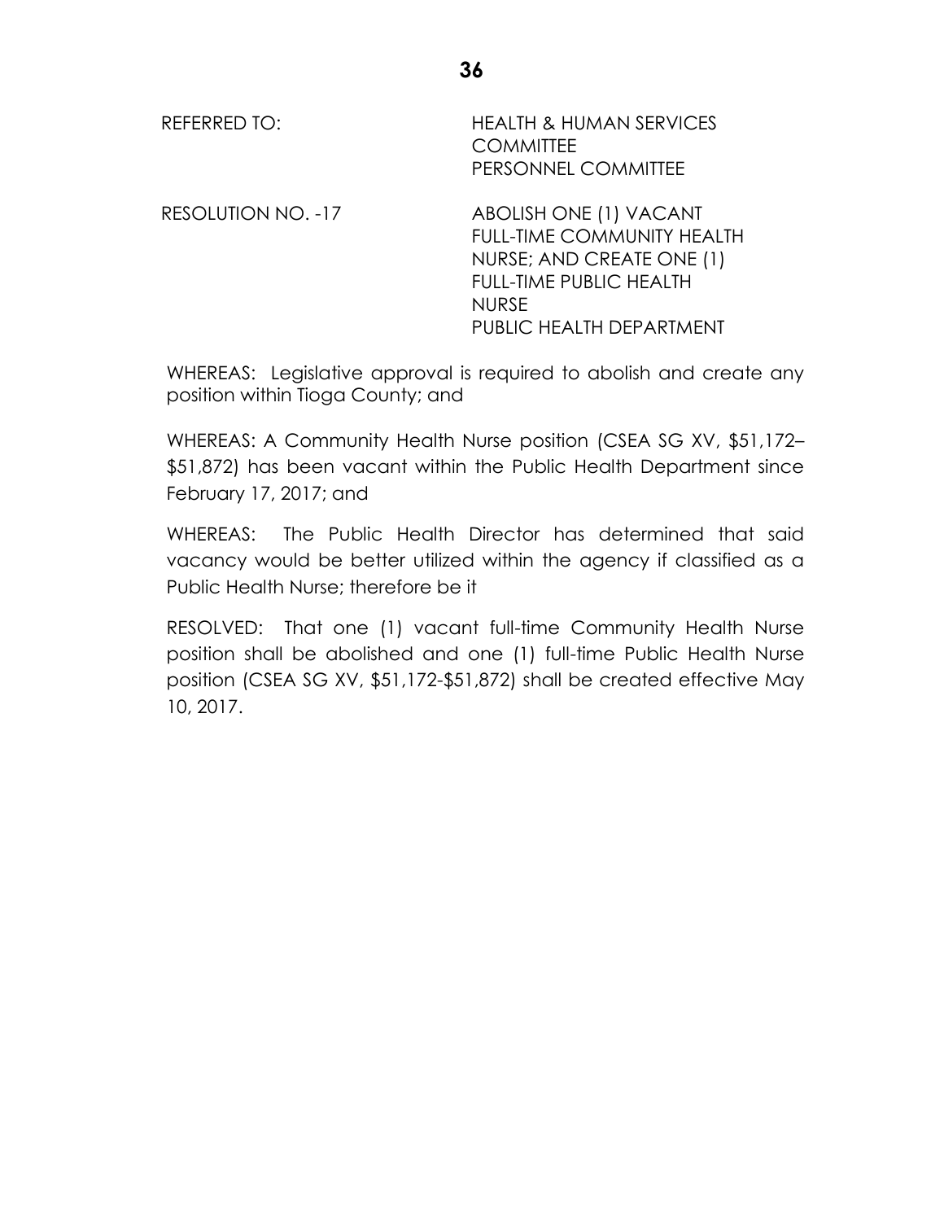REFERRED TO: HEALTH & HUMAN SERVICES COMMITTEE
PERSONNEL COMMITTEE

RESOLUTION NO. -17 ABOLISH ONE (1) VACANT FULL-TIME COMMUNITY HEALTH NURSE; AND CREATE ONE (1) FULL-TIME PUBLIC HEALTH NURSE
PUBLIC HEALTH DEPARTMENT

WHEREAS: Legislative approval is required to abolish and create any position within Tioga County; and

WHEREAS: A Community Health Nurse position (CSEA SG XV, $51,172–$51,872) has been vacant within the Public Health Department since February 17, 2017; and

WHEREAS: The Public Health Director has determined that said vacancy would be better utilized within the agency if classified as a Public Health Nurse; therefore be it

RESOLVED: That one (1) vacant full-time Community Health Nurse position shall be abolished and one (1) full-time Public Health Nurse position (CSEA SG XV, $51,172-$51,872) shall be created effective May 10, 2017.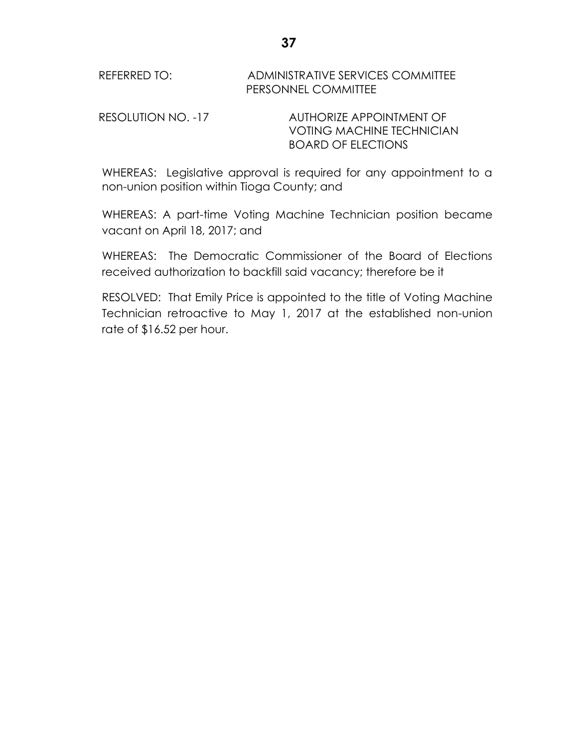REFERRED TO: ADMINISTRATIVE SERVICES COMMITTEE
PERSONNEL COMMITTEE

RESOLUTION NO. -17 AUTHORIZE APPOINTMENT OF VOTING MACHINE TECHNICIAN BOARD OF ELECTIONS

WHEREAS: Legislative approval is required for any appointment to a non-union position within Tioga County; and

WHEREAS: A part-time Voting Machine Technician position became vacant on April 18, 2017; and

WHEREAS: The Democratic Commissioner of the Board of Elections received authorization to backfill said vacancy; therefore be it

RESOLVED: That Emily Price is appointed to the title of Voting Machine Technician retroactive to May 1, 2017 at the established non-union rate of $16.52 per hour.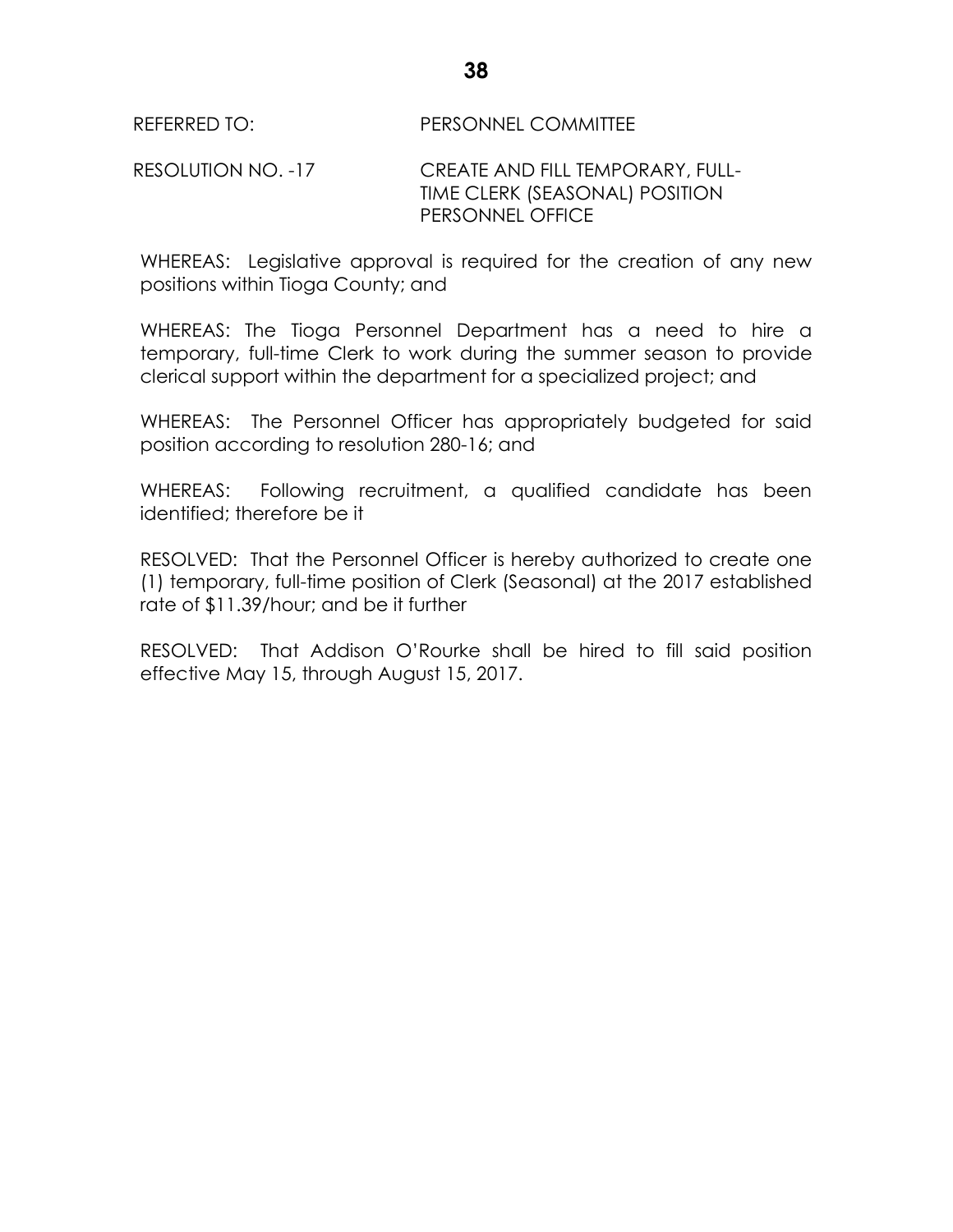REFERRED TO: PERSONNEL COMMITTEE

RESOLUTION NO. -17 CREATE AND FILL TEMPORARY, FULL-TIME CLERK (SEASONAL) POSITION PERSONNEL OFFICE

WHEREAS: Legislative approval is required for the creation of any new positions within Tioga County; and

WHEREAS: The Tioga Personnel Department has a need to hire a temporary, full-time Clerk to work during the summer season to provide clerical support within the department for a specialized project; and

WHEREAS: The Personnel Officer has appropriately budgeted for said position according to resolution 280-16; and

WHEREAS: Following recruitment, a qualified candidate has been identified; therefore be it

RESOLVED: That the Personnel Officer is hereby authorized to create one (1) temporary, full-time position of Clerk (Seasonal) at the 2017 established rate of $11.39/hour; and be it further

RESOLVED: That Addison O'Rourke shall be hired to fill said position effective May 15, through August 15, 2017.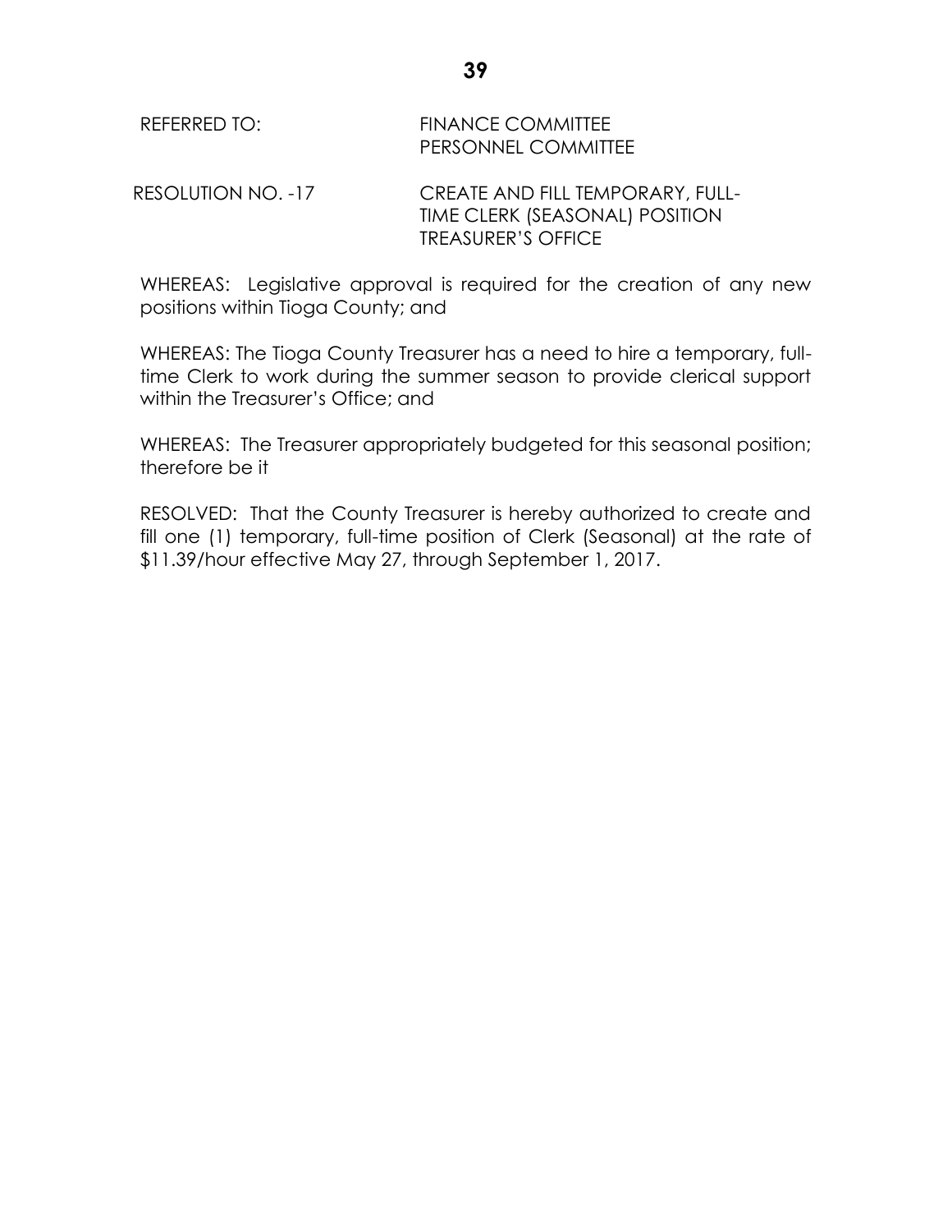REFERRED TO: FINANCE COMMITTEE
PERSONNEL COMMITTEE

RESOLUTION NO. -17 CREATE AND FILL TEMPORARY, FULL-TIME CLERK (SEASONAL) POSITION TREASURER'S OFFICE

WHEREAS: Legislative approval is required for the creation of any new positions within Tioga County; and

WHEREAS: The Tioga County Treasurer has a need to hire a temporary, full-time Clerk to work during the summer season to provide clerical support within the Treasurer's Office; and

WHEREAS: The Treasurer appropriately budgeted for this seasonal position; therefore be it

RESOLVED: That the County Treasurer is hereby authorized to create and fill one (1) temporary, full-time position of Clerk (Seasonal) at the rate of $11.39/hour effective May 27, through September 1, 2017.